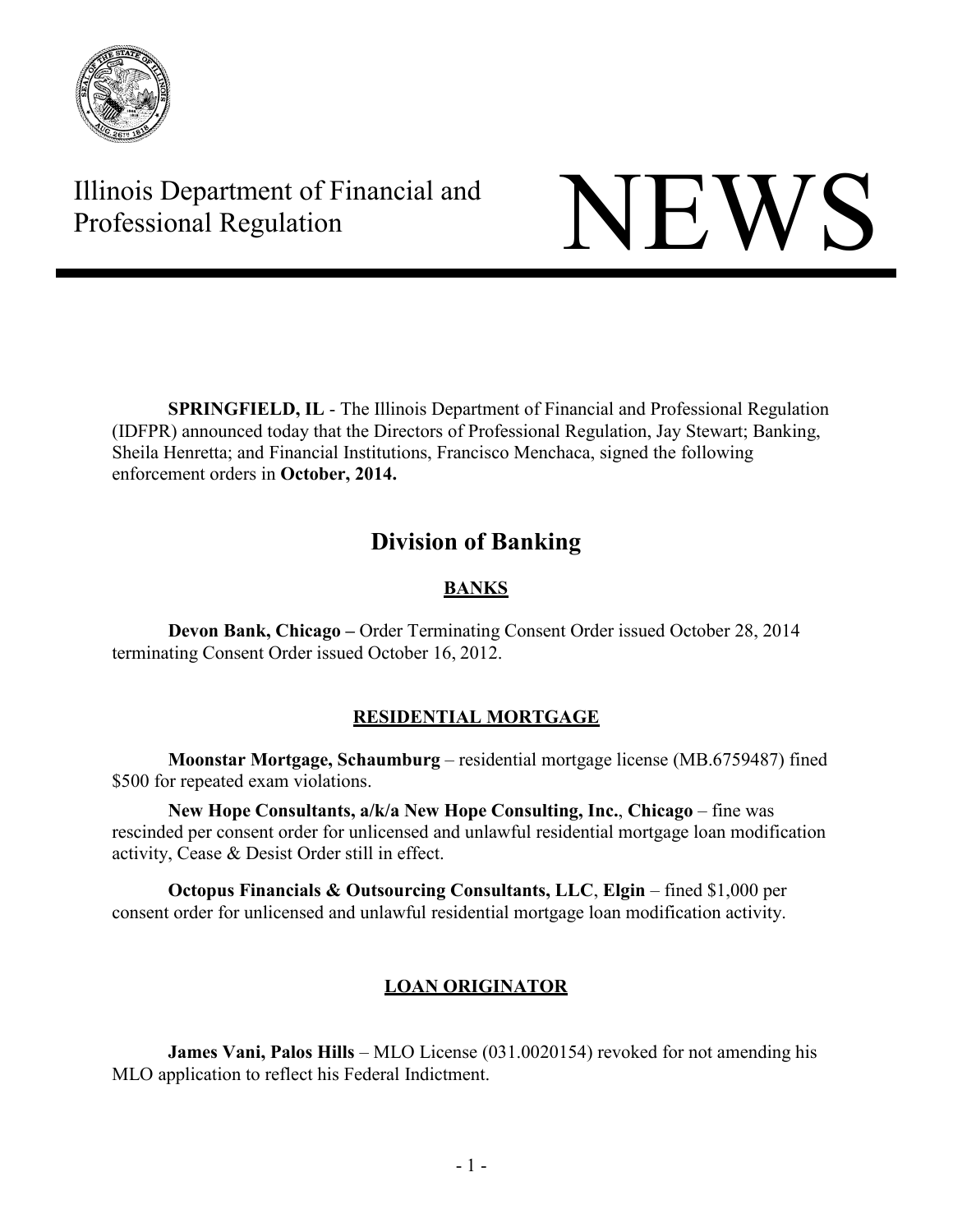Illinois Department of Financial and Professional Regulation

# NEWS

**SPRINGFIELD, IL** - The Illinois Department of Financial and Professional Regulation (IDFPR) announced today that the Directors of Professional Regulation, Jay Stewart; Banking, Sheila Henretta; and Financial Institutions, Francisco Menchaca, signed the following enforcement orders in **October, 2014.**

## Division of Banking

### BANKS

**Devon Bank, Chicago –** Order Terminating Consent Order issued October 28, 2014 terminating Consent Order issued October 16, 2012.

### RESIDENTIAL MORTGAGE

**Moonstar Mortgage, Schaumburg** – residential mortgage license (MB.6759487) fined $500 for repeated exam violations.

**New Hope Consultants, a/k/a New Hope Consulting, Inc.**, **Chicago** – fine was rescinded per consent order for unlicensed and unlawful residential mortgage loan modification activity, Cease & Desist Order still in effect.

**Octopus Financials & Outsourcing Consultants, LLC**, **Elgin** – fined $1,000 per consent order for unlicensed and unlawful residential mortgage loan modification activity.

### LOAN ORIGINATOR

**James Vani, Palos Hills** – MLO License (031.0020154) revoked for not amending his MLO application to reflect his Federal Indictment.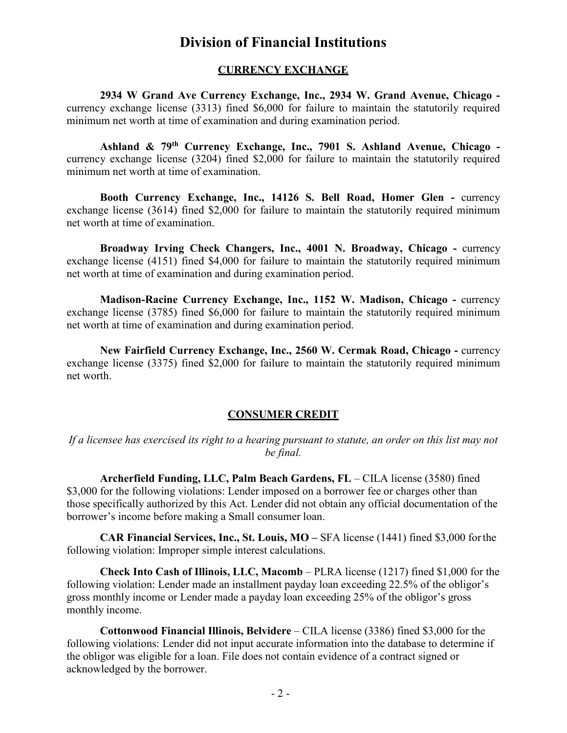# Division of Financial Institutions

## CURRENCY EXCHANGE

**2934 W Grand Ave Currency Exchange, Inc., 2934 W. Grand Avenue, Chicago -** currency exchange license (3313) fined $6,000 for failure to maintain the statutorily required minimum net worth at time of examination and during examination period.

**Ashland & 79th Currency Exchange, Inc., 7901 S. Ashland Avenue, Chicago -** currency exchange license (3204) fined $2,000 for failure to maintain the statutorily required minimum net worth at time of examination.

**Booth Currency Exchange, Inc., 14126 S. Bell Road, Homer Glen -** currency exchange license (3614) fined $2,000 for failure to maintain the statutorily required minimum net worth at time of examination.

**Broadway Irving Check Changers, Inc., 4001 N. Broadway, Chicago -** currency exchange license (4151) fined $4,000 for failure to maintain the statutorily required minimum net worth at time of examination and during examination period.

**Madison-Racine Currency Exchange, Inc., 1152 W. Madison, Chicago -** currency exchange license (3785) fined $6,000 for failure to maintain the statutorily required minimum net worth at time of examination and during examination period.

**New Fairfield Currency Exchange, Inc., 2560 W. Cermak Road, Chicago -** currency exchange license (3375) fined $2,000 for failure to maintain the statutorily required minimum net worth.

## CONSUMER CREDIT

*If a licensee has exercised its right to a hearing pursuant to statute, an order on this list may not be final.*

**Archerfield Funding, LLC, Palm Beach Gardens, FL** – CILA license (3580) fined $3,000 for the following violations: Lender imposed on a borrower fee or charges other than those specifically authorized by this Act. Lender did not obtain any official documentation of the borrower's income before making a Small consumer loan.

**CAR Financial Services, Inc., St. Louis, MO –** SFA license (1441) fined $3,000 for the following violation: Improper simple interest calculations.

**Check Into Cash of Illinois, LLC, Macomb** – PLRA license (1217) fined $1,000 for the following violation: Lender made an installment payday loan exceeding 22.5% of the obligor's gross monthly income or Lender made a payday loan exceeding 25% of the obligor's gross monthly income.

**Cottonwood Financial Illinois, Belvidere** – CILA license (3386) fined $3,000 for the following violations: Lender did not input accurate information into the database to determine if the obligor was eligible for a loan. File does not contain evidence of a contract signed or acknowledged by the borrower.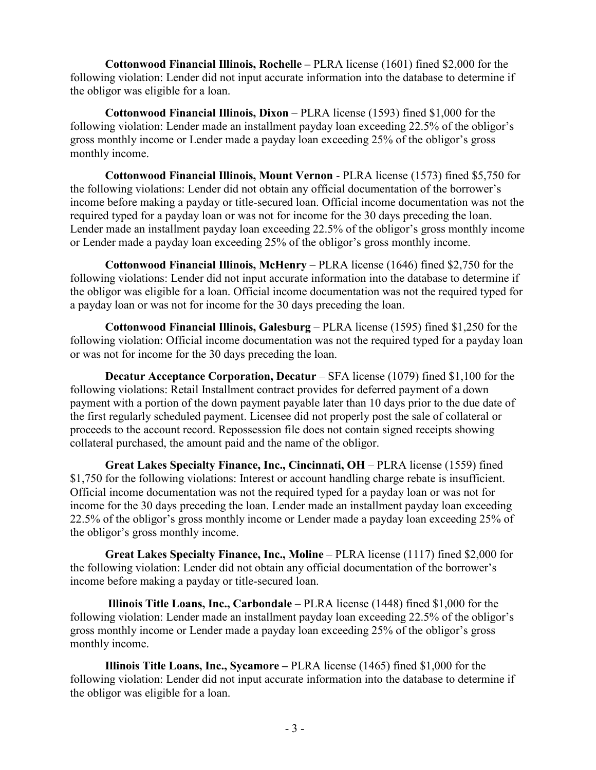**Cottonwood Financial Illinois, Rochelle –** PLRA license (1601) fined $2,000 for the following violation: Lender did not input accurate information into the database to determine if the obligor was eligible for a loan.

**Cottonwood Financial Illinois, Dixon** – PLRA license (1593) fined $1,000 for the following violation: Lender made an installment payday loan exceeding 22.5% of the obligor's gross monthly income or Lender made a payday loan exceeding 25% of the obligor's gross monthly income.

**Cottonwood Financial Illinois, Mount Vernon** - PLRA license (1573) fined $5,750 for the following violations: Lender did not obtain any official documentation of the borrower's income before making a payday or title-secured loan. Official income documentation was not the required typed for a payday loan or was not for income for the 30 days preceding the loan. Lender made an installment payday loan exceeding 22.5% of the obligor's gross monthly income or Lender made a payday loan exceeding 25% of the obligor's gross monthly income.

**Cottonwood Financial Illinois, McHenry** – PLRA license (1646) fined $2,750 for the following violations: Lender did not input accurate information into the database to determine if the obligor was eligible for a loan. Official income documentation was not the required typed for a payday loan or was not for income for the 30 days preceding the loan.

**Cottonwood Financial Illinois, Galesburg** – PLRA license (1595) fined $1,250 for the following violation: Official income documentation was not the required typed for a payday loan or was not for income for the 30 days preceding the loan.

**Decatur Acceptance Corporation, Decatur** – SFA license (1079) fined $1,100 for the following violations: Retail Installment contract provides for deferred payment of a down payment with a portion of the down payment payable later than 10 days prior to the due date of the first regularly scheduled payment. Licensee did not properly post the sale of collateral or proceeds to the account record. Repossession file does not contain signed receipts showing collateral purchased, the amount paid and the name of the obligor.

**Great Lakes Specialty Finance, Inc., Cincinnati, OH** – PLRA license (1559) fined $1,750 for the following violations: Interest or account handling charge rebate is insufficient. Official income documentation was not the required typed for a payday loan or was not for income for the 30 days preceding the loan. Lender made an installment payday loan exceeding 22.5% of the obligor's gross monthly income or Lender made a payday loan exceeding 25% of the obligor's gross monthly income.

**Great Lakes Specialty Finance, Inc., Moline** – PLRA license (1117) fined $2,000 for the following violation: Lender did not obtain any official documentation of the borrower's income before making a payday or title-secured loan.

**Illinois Title Loans, Inc., Carbondale** – PLRA license (1448) fined $1,000 for the following violation: Lender made an installment payday loan exceeding 22.5% of the obligor's gross monthly income or Lender made a payday loan exceeding 25% of the obligor's gross monthly income.

**Illinois Title Loans, Inc., Sycamore –** PLRA license (1465) fined $1,000 for the following violation: Lender did not input accurate information into the database to determine if the obligor was eligible for a loan.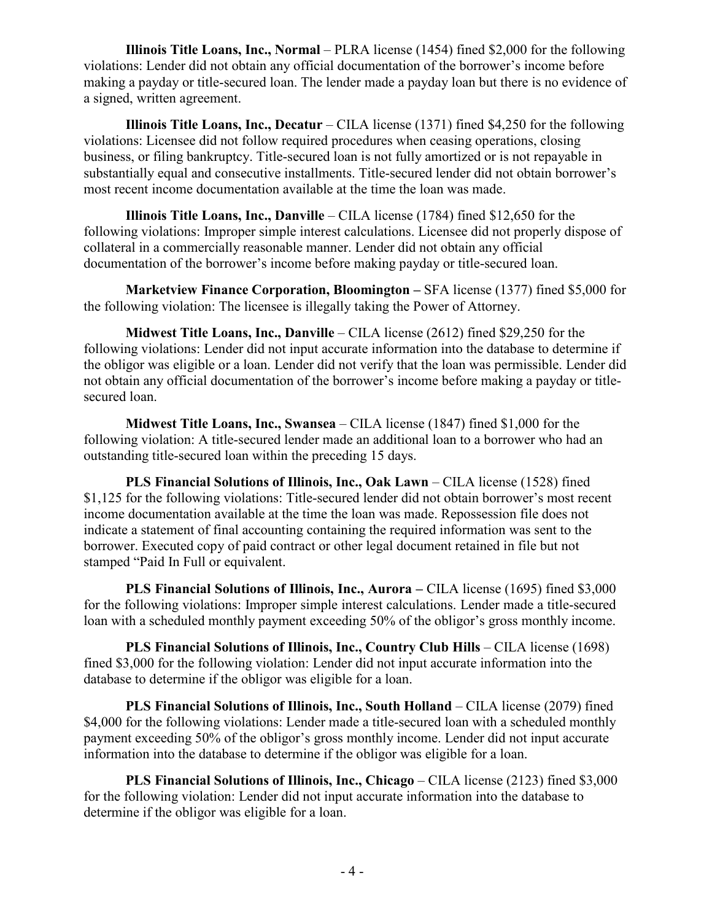**Illinois Title Loans, Inc., Normal** – PLRA license (1454) fined $2,000 for the following violations: Lender did not obtain any official documentation of the borrower's income before making a payday or title-secured loan. The lender made a payday loan but there is no evidence of a signed, written agreement.

**Illinois Title Loans, Inc., Decatur** – CILA license (1371) fined $4,250 for the following violations: Licensee did not follow required procedures when ceasing operations, closing business, or filing bankruptcy. Title-secured loan is not fully amortized or is not repayable in substantially equal and consecutive installments. Title-secured lender did not obtain borrower's most recent income documentation available at the time the loan was made.

**Illinois Title Loans, Inc., Danville** – CILA license (1784) fined $12,650 for the following violations: Improper simple interest calculations. Licensee did not properly dispose of collateral in a commercially reasonable manner. Lender did not obtain any official documentation of the borrower's income before making payday or title-secured loan.

**Marketview Finance Corporation, Bloomington –** SFA license (1377) fined $5,000 for the following violation: The licensee is illegally taking the Power of Attorney.

**Midwest Title Loans, Inc., Danville** – CILA license (2612) fined $29,250 for the following violations: Lender did not input accurate information into the database to determine if the obligor was eligible or a loan. Lender did not verify that the loan was permissible. Lender did not obtain any official documentation of the borrower's income before making a payday or title-secured loan.

**Midwest Title Loans, Inc., Swansea** – CILA license (1847) fined $1,000 for the following violation: A title-secured lender made an additional loan to a borrower who had an outstanding title-secured loan within the preceding 15 days.

**PLS Financial Solutions of Illinois, Inc., Oak Lawn** – CILA license (1528) fined $1,125 for the following violations: Title-secured lender did not obtain borrower's most recent income documentation available at the time the loan was made. Repossession file does not indicate a statement of final accounting containing the required information was sent to the borrower. Executed copy of paid contract or other legal document retained in file but not stamped "Paid In Full or equivalent.

**PLS Financial Solutions of Illinois, Inc., Aurora –** CILA license (1695) fined $3,000 for the following violations: Improper simple interest calculations. Lender made a title-secured loan with a scheduled monthly payment exceeding 50% of the obligor's gross monthly income.

**PLS Financial Solutions of Illinois, Inc., Country Club Hills** – CILA license (1698) fined $3,000 for the following violation: Lender did not input accurate information into the database to determine if the obligor was eligible for a loan.

**PLS Financial Solutions of Illinois, Inc., South Holland** – CILA license (2079) fined $4,000 for the following violations: Lender made a title-secured loan with a scheduled monthly payment exceeding 50% of the obligor's gross monthly income. Lender did not input accurate information into the database to determine if the obligor was eligible for a loan.

**PLS Financial Solutions of Illinois, Inc., Chicago** – CILA license (2123) fined $3,000 for the following violation: Lender did not input accurate information into the database to determine if the obligor was eligible for a loan.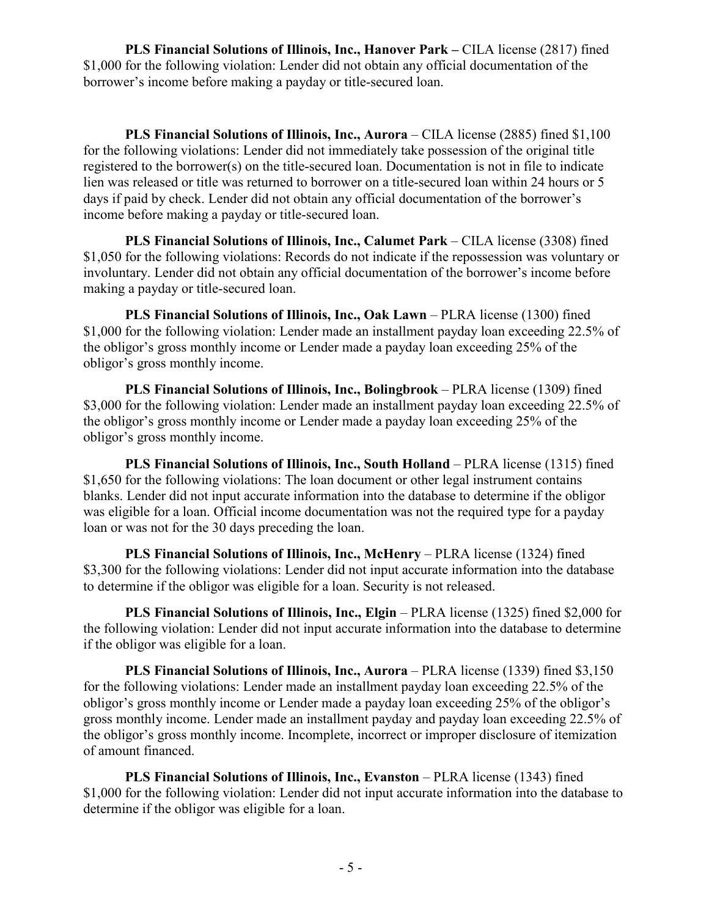**PLS Financial Solutions of Illinois, Inc., Hanover Park –** CILA license (2817) fined $1,000 for the following violation: Lender did not obtain any official documentation of the borrower's income before making a payday or title-secured loan.

**PLS Financial Solutions of Illinois, Inc., Aurora** – CILA license (2885) fined $1,100 for the following violations: Lender did not immediately take possession of the original title registered to the borrower(s) on the title-secured loan. Documentation is not in file to indicate lien was released or title was returned to borrower on a title-secured loan within 24 hours or 5 days if paid by check. Lender did not obtain any official documentation of the borrower's income before making a payday or title-secured loan.

**PLS Financial Solutions of Illinois, Inc., Calumet Park** – CILA license (3308) fined $1,050 for the following violations: Records do not indicate if the repossession was voluntary or involuntary. Lender did not obtain any official documentation of the borrower's income before making a payday or title-secured loan.

**PLS Financial Solutions of Illinois, Inc., Oak Lawn** – PLRA license (1300) fined $1,000 for the following violation: Lender made an installment payday loan exceeding 22.5% of the obligor's gross monthly income or Lender made a payday loan exceeding 25% of the obligor's gross monthly income.

**PLS Financial Solutions of Illinois, Inc., Bolingbrook** – PLRA license (1309) fined $3,000 for the following violation: Lender made an installment payday loan exceeding 22.5% of the obligor's gross monthly income or Lender made a payday loan exceeding 25% of the obligor's gross monthly income.

**PLS Financial Solutions of Illinois, Inc., South Holland** – PLRA license (1315) fined $1,650 for the following violations: The loan document or other legal instrument contains blanks. Lender did not input accurate information into the database to determine if the obligor was eligible for a loan. Official income documentation was not the required type for a payday loan or was not for the 30 days preceding the loan.

**PLS Financial Solutions of Illinois, Inc., McHenry** – PLRA license (1324) fined $3,300 for the following violations: Lender did not input accurate information into the database to determine if the obligor was eligible for a loan. Security is not released.

**PLS Financial Solutions of Illinois, Inc., Elgin** – PLRA license (1325) fined $2,000 for the following violation: Lender did not input accurate information into the database to determine if the obligor was eligible for a loan.

**PLS Financial Solutions of Illinois, Inc., Aurora** – PLRA license (1339) fined $3,150 for the following violations: Lender made an installment payday loan exceeding 22.5% of the obligor's gross monthly income or Lender made a payday loan exceeding 25% of the obligor's gross monthly income. Lender made an installment payday and payday loan exceeding 22.5% of the obligor's gross monthly income. Incomplete, incorrect or improper disclosure of itemization of amount financed.

**PLS Financial Solutions of Illinois, Inc., Evanston** – PLRA license (1343) fined $1,000 for the following violation: Lender did not input accurate information into the database to determine if the obligor was eligible for a loan.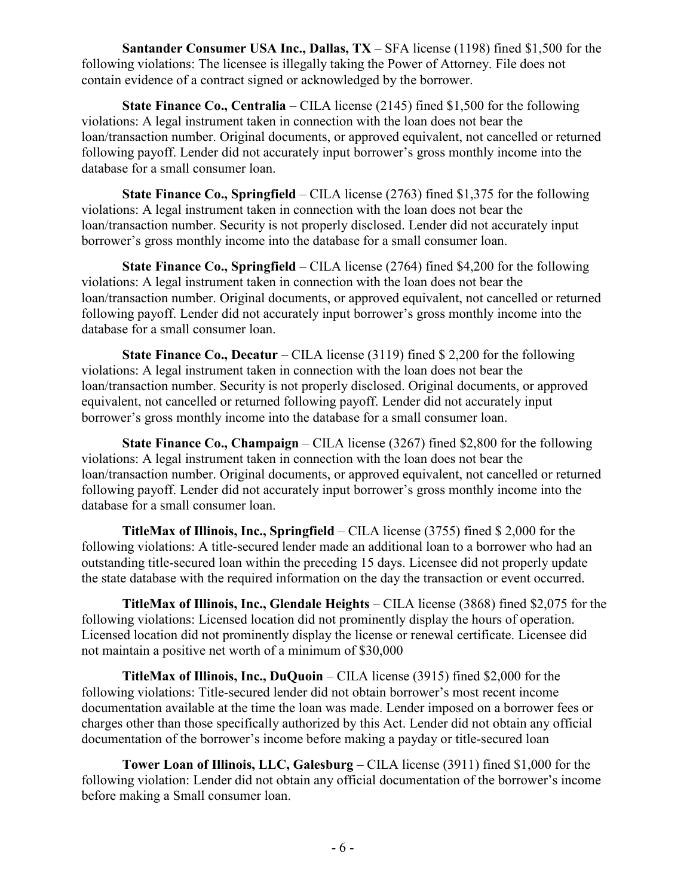**Santander Consumer USA Inc., Dallas, TX** – SFA license (1198) fined $1,500 for the following violations: The licensee is illegally taking the Power of Attorney. File does not contain evidence of a contract signed or acknowledged by the borrower.

**State Finance Co., Centralia** – CILA license (2145) fined $1,500 for the following violations: A legal instrument taken in connection with the loan does not bear the loan/transaction number. Original documents, or approved equivalent, not cancelled or returned following payoff. Lender did not accurately input borrower's gross monthly income into the database for a small consumer loan.

**State Finance Co., Springfield** – CILA license (2763) fined $1,375 for the following violations: A legal instrument taken in connection with the loan does not bear the loan/transaction number. Security is not properly disclosed. Lender did not accurately input borrower's gross monthly income into the database for a small consumer loan.

**State Finance Co., Springfield** – CILA license (2764) fined $4,200 for the following violations: A legal instrument taken in connection with the loan does not bear the loan/transaction number. Original documents, or approved equivalent, not cancelled or returned following payoff. Lender did not accurately input borrower's gross monthly income into the database for a small consumer loan.

**State Finance Co., Decatur** – CILA license (3119) fined $ 2,200 for the following violations: A legal instrument taken in connection with the loan does not bear the loan/transaction number. Security is not properly disclosed. Original documents, or approved equivalent, not cancelled or returned following payoff. Lender did not accurately input borrower's gross monthly income into the database for a small consumer loan.

**State Finance Co., Champaign** – CILA license (3267) fined $2,800 for the following violations: A legal instrument taken in connection with the loan does not bear the loan/transaction number. Original documents, or approved equivalent, not cancelled or returned following payoff. Lender did not accurately input borrower's gross monthly income into the database for a small consumer loan.

**TitleMax of Illinois, Inc., Springfield** – CILA license (3755) fined $ 2,000 for the following violations: A title-secured lender made an additional loan to a borrower who had an outstanding title-secured loan within the preceding 15 days. Licensee did not properly update the state database with the required information on the day the transaction or event occurred.

**TitleMax of Illinois, Inc., Glendale Heights** – CILA license (3868) fined $2,075 for the following violations: Licensed location did not prominently display the hours of operation. Licensed location did not prominently display the license or renewal certificate. Licensee did not maintain a positive net worth of a minimum of $30,000

**TitleMax of Illinois, Inc., DuQuoin** – CILA license (3915) fined $2,000 for the following violations: Title-secured lender did not obtain borrower's most recent income documentation available at the time the loan was made. Lender imposed on a borrower fees or charges other than those specifically authorized by this Act. Lender did not obtain any official documentation of the borrower's income before making a payday or title-secured loan

**Tower Loan of Illinois, LLC, Galesburg** – CILA license (3911) fined $1,000 for the following violation: Lender did not obtain any official documentation of the borrower's income before making a Small consumer loan.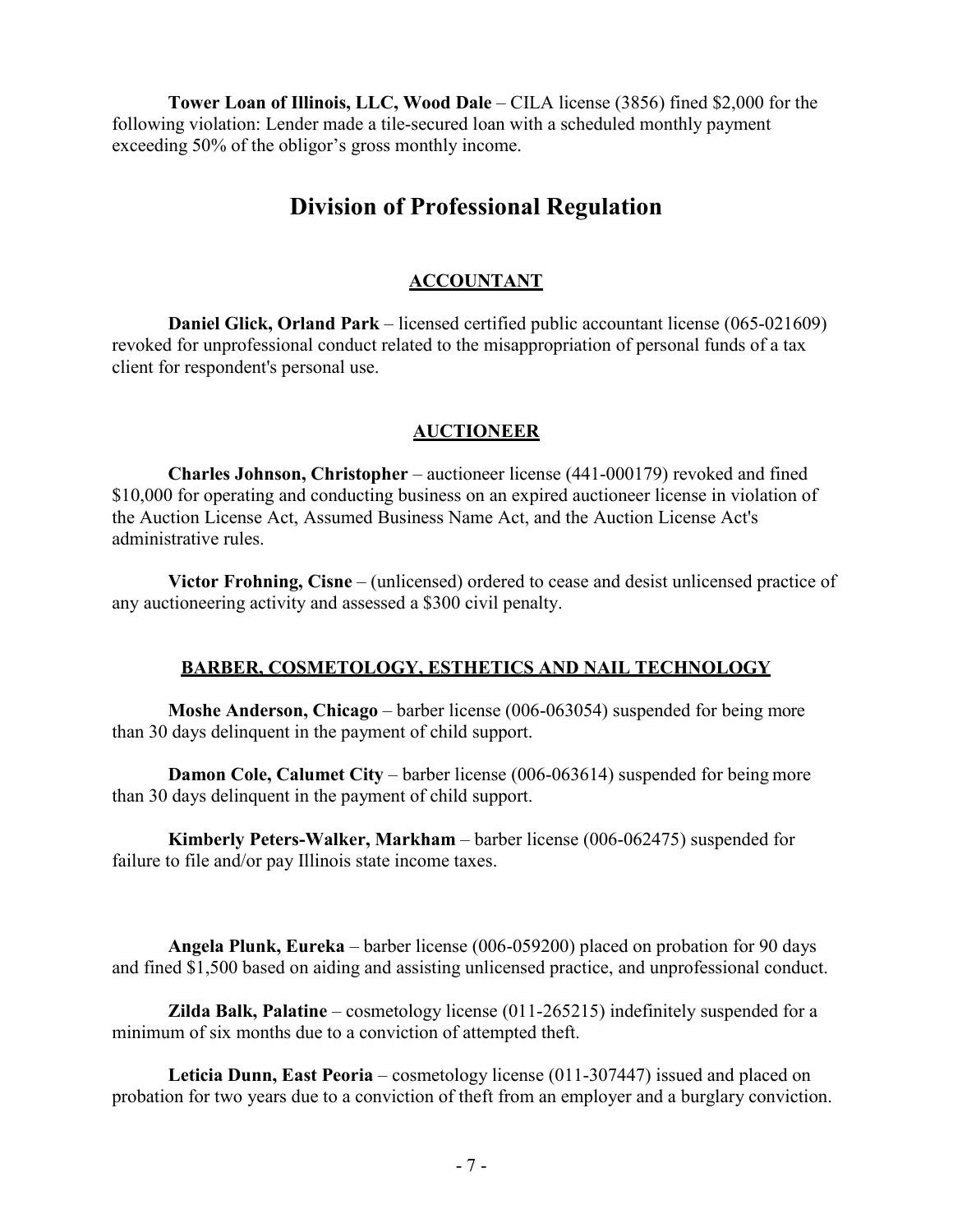**Tower Loan of Illinois, LLC, Wood Dale** – CILA license (3856) fined $2,000 for the following violation: Lender made a tile-secured loan with a scheduled monthly payment exceeding 50% of the obligor's gross monthly income.

# Division of Professional Regulation

## ACCOUNTANT

**Daniel Glick, Orland Park** – licensed certified public accountant license (065-021609) revoked for unprofessional conduct related to the misappropriation of personal funds of a tax client for respondent's personal use.

## AUCTIONEER

**Charles Johnson, Christopher** – auctioneer license (441-000179) revoked and fined $10,000 for operating and conducting business on an expired auctioneer license in violation of the Auction License Act, Assumed Business Name Act, and the Auction License Act's administrative rules.

**Victor Frohning, Cisne** – (unlicensed) ordered to cease and desist unlicensed practice of any auctioneering activity and assessed a $300 civil penalty.

## BARBER, COSMETOLOGY, ESTHETICS AND NAIL TECHNOLOGY

**Moshe Anderson, Chicago** – barber license (006-063054) suspended for being more than 30 days delinquent in the payment of child support.

**Damon Cole, Calumet City** – barber license (006-063614) suspended for being more than 30 days delinquent in the payment of child support.

**Kimberly Peters-Walker, Markham** – barber license (006-062475) suspended for failure to file and/or pay Illinois state income taxes.

**Angela Plunk, Eureka** – barber license (006-059200) placed on probation for 90 days and fined $1,500 based on aiding and assisting unlicensed practice, and unprofessional conduct.

**Zilda Balk, Palatine** – cosmetology license (011-265215) indefinitely suspended for a minimum of six months due to a conviction of attempted theft.

**Leticia Dunn, East Peoria** – cosmetology license (011-307447) issued and placed on probation for two years due to a conviction of theft from an employer and a burglary conviction.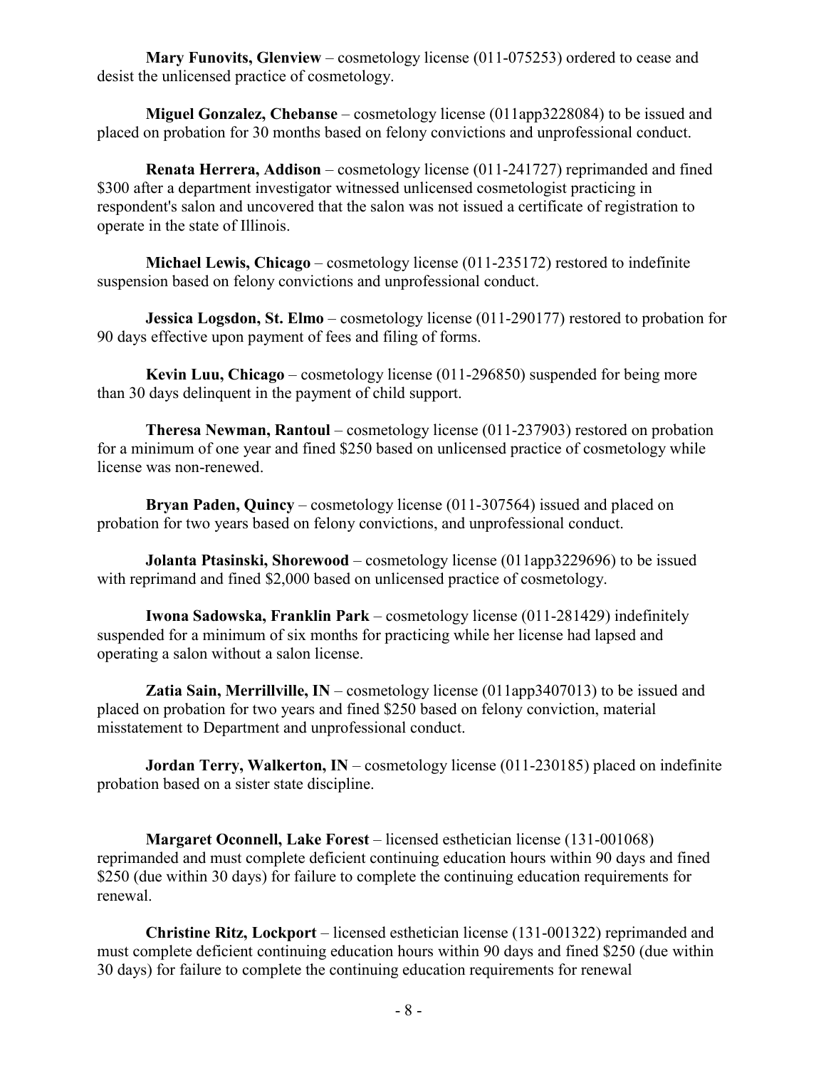**Mary Funovits, Glenview** – cosmetology license (011-075253) ordered to cease and desist the unlicensed practice of cosmetology.

**Miguel Gonzalez, Chebanse** – cosmetology license (011app3228084) to be issued and placed on probation for 30 months based on felony convictions and unprofessional conduct.

**Renata Herrera, Addison** – cosmetology license (011-241727) reprimanded and fined \$300 after a department investigator witnessed unlicensed cosmetologist practicing in respondent's salon and uncovered that the salon was not issued a certificate of registration to operate in the state of Illinois.

**Michael Lewis, Chicago** – cosmetology license (011-235172) restored to indefinite suspension based on felony convictions and unprofessional conduct.

**Jessica Logsdon, St. Elmo** – cosmetology license (011-290177) restored to probation for 90 days effective upon payment of fees and filing of forms.

**Kevin Luu, Chicago** – cosmetology license (011-296850) suspended for being more than 30 days delinquent in the payment of child support.

**Theresa Newman, Rantoul** – cosmetology license (011-237903) restored on probation for a minimum of one year and fined \$250 based on unlicensed practice of cosmetology while license was non-renewed.

**Bryan Paden, Quincy** – cosmetology license (011-307564) issued and placed on probation for two years based on felony convictions, and unprofessional conduct.

**Jolanta Ptasinski, Shorewood** – cosmetology license (011app3229696) to be issued with reprimand and fined \$2,000 based on unlicensed practice of cosmetology.

**Iwona Sadowska, Franklin Park** – cosmetology license (011-281429) indefinitely suspended for a minimum of six months for practicing while her license had lapsed and operating a salon without a salon license.

**Zatia Sain, Merrillville, IN** – cosmetology license (011app3407013) to be issued and placed on probation for two years and fined \$250 based on felony conviction, material misstatement to Department and unprofessional conduct.

**Jordan Terry, Walkerton, IN** – cosmetology license (011-230185) placed on indefinite probation based on a sister state discipline.

**Margaret Oconnell, Lake Forest** – licensed esthetician license (131-001068) reprimanded and must complete deficient continuing education hours within 90 days and fined \$250 (due within 30 days) for failure to complete the continuing education requirements for renewal.

**Christine Ritz, Lockport** – licensed esthetician license (131-001322) reprimanded and must complete deficient continuing education hours within 90 days and fined \$250 (due within 30 days) for failure to complete the continuing education requirements for renewal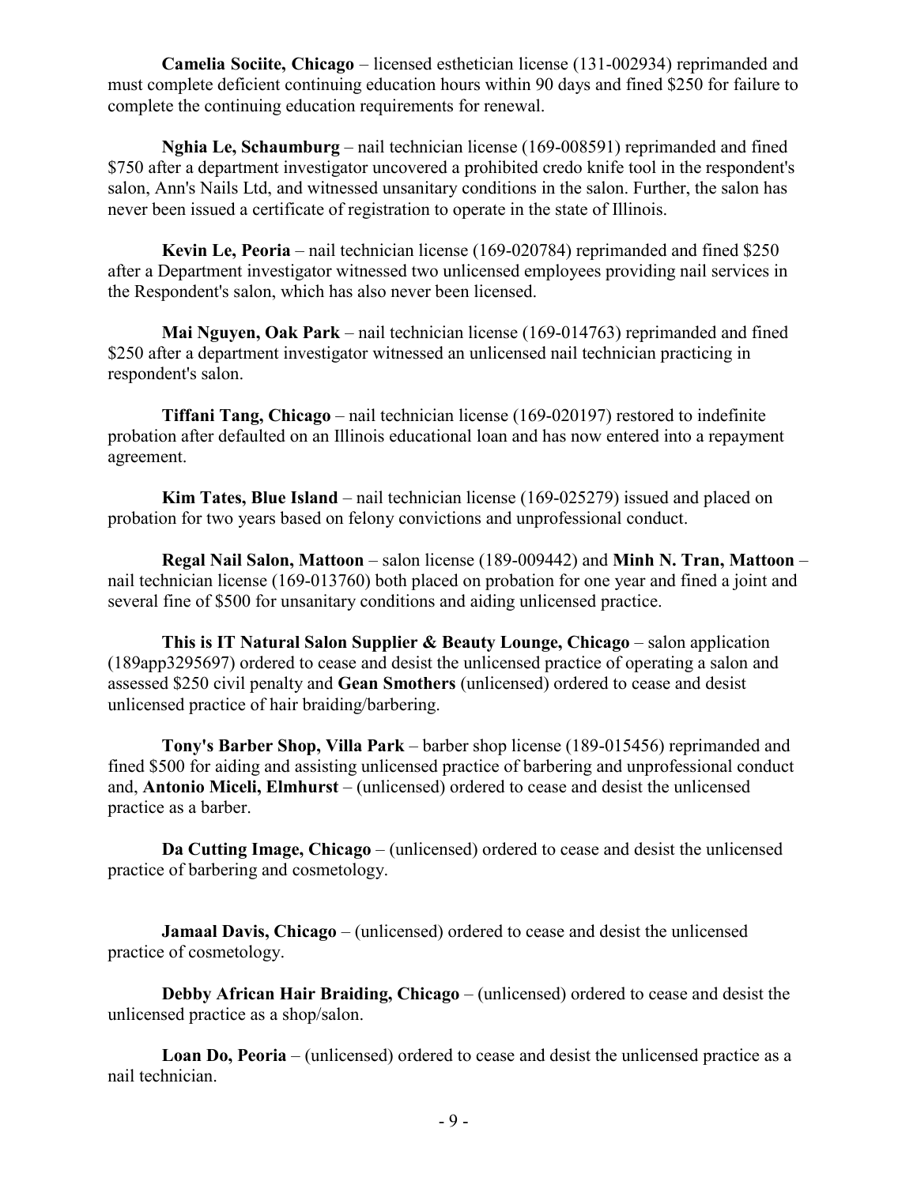**Camelia Sociite, Chicago** – licensed esthetician license (131-002934) reprimanded and must complete deficient continuing education hours within 90 days and fined $250 for failure to complete the continuing education requirements for renewal.

**Nghia Le, Schaumburg** – nail technician license (169-008591) reprimanded and fined $750 after a department investigator uncovered a prohibited credo knife tool in the respondent's salon, Ann's Nails Ltd, and witnessed unsanitary conditions in the salon. Further, the salon has never been issued a certificate of registration to operate in the state of Illinois.

**Kevin Le, Peoria** – nail technician license (169-020784) reprimanded and fined $250 after a Department investigator witnessed two unlicensed employees providing nail services in the Respondent's salon, which has also never been licensed.

**Mai Nguyen, Oak Park** – nail technician license (169-014763) reprimanded and fined $250 after a department investigator witnessed an unlicensed nail technician practicing in respondent's salon.

**Tiffani Tang, Chicago** – nail technician license (169-020197) restored to indefinite probation after defaulted on an Illinois educational loan and has now entered into a repayment agreement.

**Kim Tates, Blue Island** – nail technician license (169-025279) issued and placed on probation for two years based on felony convictions and unprofessional conduct.

**Regal Nail Salon, Mattoon** – salon license (189-009442) and **Minh N. Tran, Mattoon** – nail technician license (169-013760) both placed on probation for one year and fined a joint and several fine of $500 for unsanitary conditions and aiding unlicensed practice.

**This is IT Natural Salon Supplier & Beauty Lounge, Chicago** – salon application (189app3295697) ordered to cease and desist the unlicensed practice of operating a salon and assessed $250 civil penalty and **Gean Smothers** (unlicensed) ordered to cease and desist unlicensed practice of hair braiding/barbering.

**Tony's Barber Shop, Villa Park** – barber shop license (189-015456) reprimanded and fined $500 for aiding and assisting unlicensed practice of barbering and unprofessional conduct and, **Antonio Miceli, Elmhurst** – (unlicensed) ordered to cease and desist the unlicensed practice as a barber.

**Da Cutting Image, Chicago** – (unlicensed) ordered to cease and desist the unlicensed practice of barbering and cosmetology.

**Jamaal Davis, Chicago** – (unlicensed) ordered to cease and desist the unlicensed practice of cosmetology.

**Debby African Hair Braiding, Chicago** – (unlicensed) ordered to cease and desist the unlicensed practice as a shop/salon.

**Loan Do, Peoria** – (unlicensed) ordered to cease and desist the unlicensed practice as a nail technician.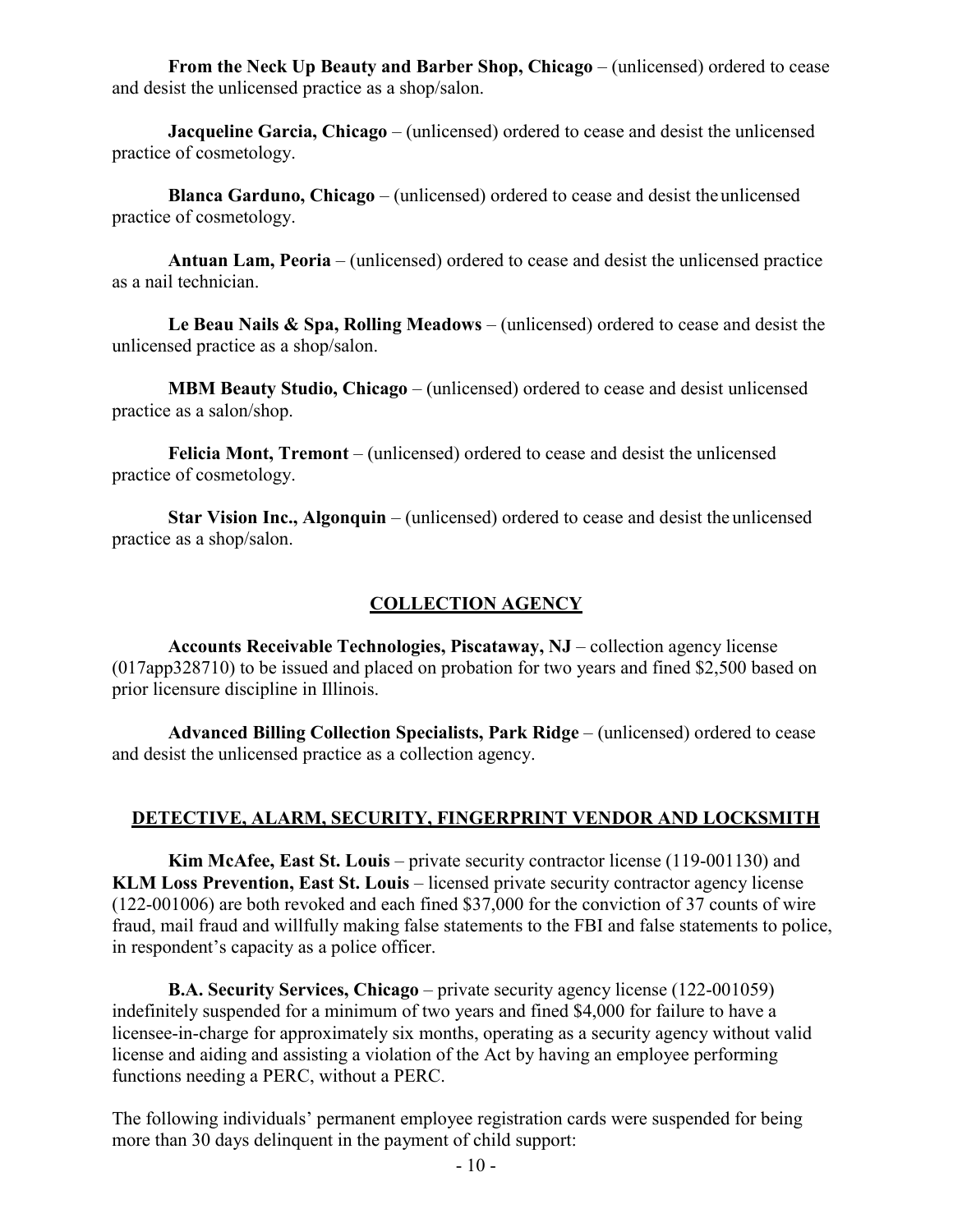**From the Neck Up Beauty and Barber Shop, Chicago** – (unlicensed) ordered to cease and desist the unlicensed practice as a shop/salon.

**Jacqueline Garcia, Chicago** – (unlicensed) ordered to cease and desist the unlicensed practice of cosmetology.

**Blanca Garduno, Chicago** – (unlicensed) ordered to cease and desist the unlicensed practice of cosmetology.

**Antuan Lam, Peoria** – (unlicensed) ordered to cease and desist the unlicensed practice as a nail technician.

**Le Beau Nails & Spa, Rolling Meadows** – (unlicensed) ordered to cease and desist the unlicensed practice as a shop/salon.

**MBM Beauty Studio, Chicago** – (unlicensed) ordered to cease and desist unlicensed practice as a salon/shop.

**Felicia Mont, Tremont** – (unlicensed) ordered to cease and desist the unlicensed practice of cosmetology.

**Star Vision Inc., Algonquin** – (unlicensed) ordered to cease and desist the unlicensed practice as a shop/salon.

## COLLECTION AGENCY

**Accounts Receivable Technologies, Piscataway, NJ** – collection agency license (017app328710) to be issued and placed on probation for two years and fined $2,500 based on prior licensure discipline in Illinois.

**Advanced Billing Collection Specialists, Park Ridge** – (unlicensed) ordered to cease and desist the unlicensed practice as a collection agency.

## DETECTIVE, ALARM, SECURITY, FINGERPRINT VENDOR AND LOCKSMITH

**Kim McAfee, East St. Louis** – private security contractor license (119-001130) and **KLM Loss Prevention, East St. Louis** – licensed private security contractor agency license (122-001006) are both revoked and each fined $37,000 for the conviction of 37 counts of wire fraud, mail fraud and willfully making false statements to the FBI and false statements to police, in respondent's capacity as a police officer.

**B.A. Security Services, Chicago** – private security agency license (122-001059) indefinitely suspended for a minimum of two years and fined $4,000 for failure to have a licensee-in-charge for approximately six months, operating as a security agency without valid license and aiding and assisting a violation of the Act by having an employee performing functions needing a PERC, without a PERC.

The following individuals' permanent employee registration cards were suspended for being more than 30 days delinquent in the payment of child support: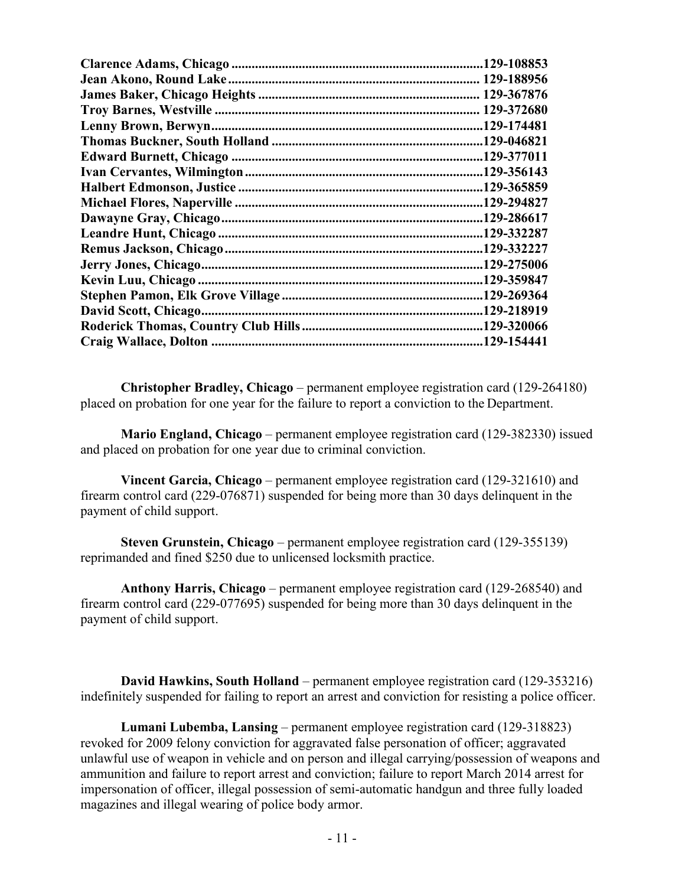**Clarence Adams, Chicago** ..........................................................................**129-108853**
**Jean Akono, Round Lake** ........................................................................... **129-188956**
**James Baker, Chicago Heights** ................................................................. **129-367876**
**Troy Barnes, Westville** ............................................................................. **129-372680**
**Lenny Brown, Berwyn**...............................................................................**129-174481**
**Thomas Buckner, South Holland** .............................................................**129-046821**
**Edward Burnett, Chicago** .........................................................................**129-377011**
**Ivan Cervantes, Wilmington**.....................................................................**129-356143**
**Halbert Edmonson, Justice** .......................................................................**129-365859**
**Michael Flores, Naperville** .........................................................................**129-294827**
**Dawayne Gray, Chicago**.............................................................................**129-286617**
**Leandre Hunt, Chicago** .............................................................................**129-332287**
**Remus Jackson, Chicago**...........................................................................**129-332227**
**Jerry Jones, Chicago**...................................................................................**129-275006**
**Kevin Luu, Chicago** ...................................................................................**129-359847**
**Stephen Pamon, Elk Grove Village** ...........................................................**129-269364**
**David Scott, Chicago**...................................................................................**129-218919**
**Roderick Thomas, Country Club Hills**.....................................................**129-320066**
**Craig Wallace, Dolton** ...............................................................................**129-154441**

**Christopher Bradley, Chicago** – permanent employee registration card (129-264180) placed on probation for one year for the failure to report a conviction to the Department.

**Mario England, Chicago** – permanent employee registration card (129-382330) issued and placed on probation for one year due to criminal conviction.

**Vincent Garcia, Chicago** – permanent employee registration card (129-321610) and firearm control card (229-076871) suspended for being more than 30 days delinquent in the payment of child support.

**Steven Grunstein, Chicago** – permanent employee registration card (129-355139) reprimanded and fined $250 due to unlicensed locksmith practice.

**Anthony Harris, Chicago** – permanent employee registration card (129-268540) and firearm control card (229-077695) suspended for being more than 30 days delinquent in the payment of child support.

**David Hawkins, South Holland** – permanent employee registration card (129-353216) indefinitely suspended for failing to report an arrest and conviction for resisting a police officer.

**Lumani Lubemba, Lansing** – permanent employee registration card (129-318823) revoked for 2009 felony conviction for aggravated false personation of officer; aggravated unlawful use of weapon in vehicle and on person and illegal carrying/possession of weapons and ammunition and failure to report arrest and conviction; failure to report March 2014 arrest for impersonation of officer, illegal possession of semi-automatic handgun and three fully loaded magazines and illegal wearing of police body armor.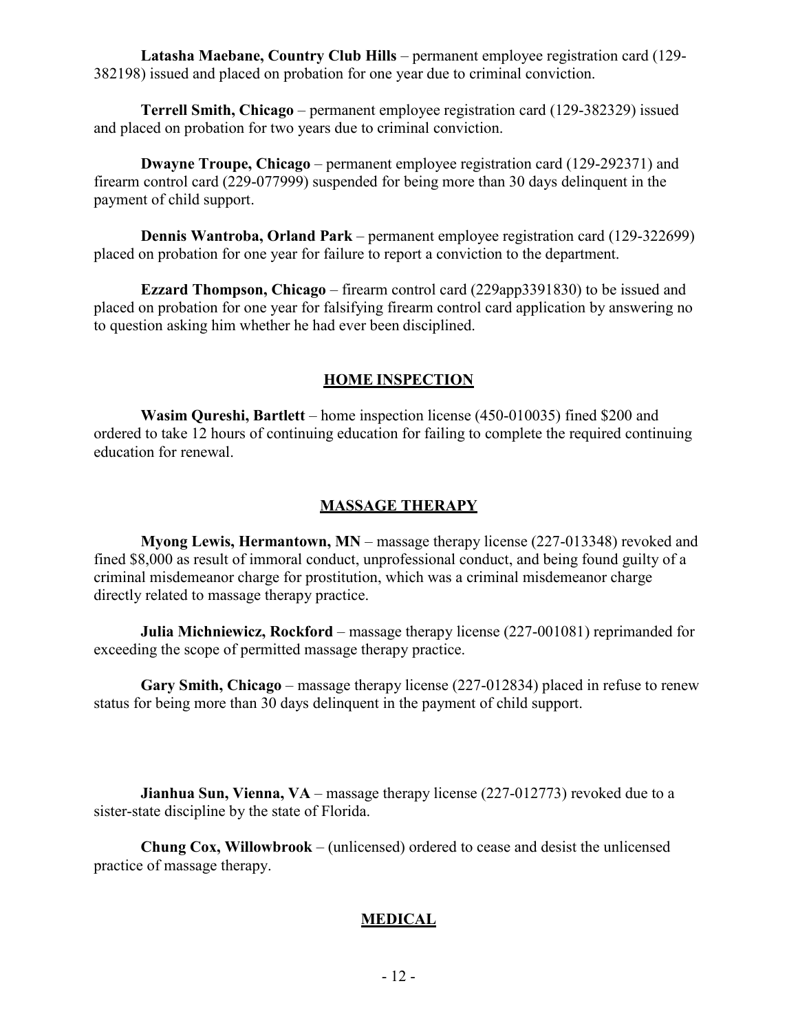**Latasha Maebane, Country Club Hills** – permanent employee registration card (129-382198) issued and placed on probation for one year due to criminal conviction.

**Terrell Smith, Chicago** – permanent employee registration card (129-382329) issued and placed on probation for two years due to criminal conviction.

**Dwayne Troupe, Chicago** – permanent employee registration card (129-292371) and firearm control card (229-077999) suspended for being more than 30 days delinquent in the payment of child support.

**Dennis Wantroba, Orland Park** – permanent employee registration card (129-322699) placed on probation for one year for failure to report a conviction to the department.

**Ezzard Thompson, Chicago** – firearm control card (229app3391830) to be issued and placed on probation for one year for falsifying firearm control card application by answering no to question asking him whether he had ever been disciplined.

## HOME INSPECTION

**Wasim Qureshi, Bartlett** – home inspection license (450-010035) fined $200 and ordered to take 12 hours of continuing education for failing to complete the required continuing education for renewal.

## MASSAGE THERAPY

**Myong Lewis, Hermantown, MN** – massage therapy license (227-013348) revoked and fined $8,000 as result of immoral conduct, unprofessional conduct, and being found guilty of a criminal misdemeanor charge for prostitution, which was a criminal misdemeanor charge directly related to massage therapy practice.

**Julia Michniewicz, Rockford** – massage therapy license (227-001081) reprimanded for exceeding the scope of permitted massage therapy practice.

**Gary Smith, Chicago** – massage therapy license (227-012834) placed in refuse to renew status for being more than 30 days delinquent in the payment of child support.

**Jianhua Sun, Vienna, VA** – massage therapy license (227-012773) revoked due to a sister-state discipline by the state of Florida.

**Chung Cox, Willowbrook** – (unlicensed) ordered to cease and desist the unlicensed practice of massage therapy.

## MEDICAL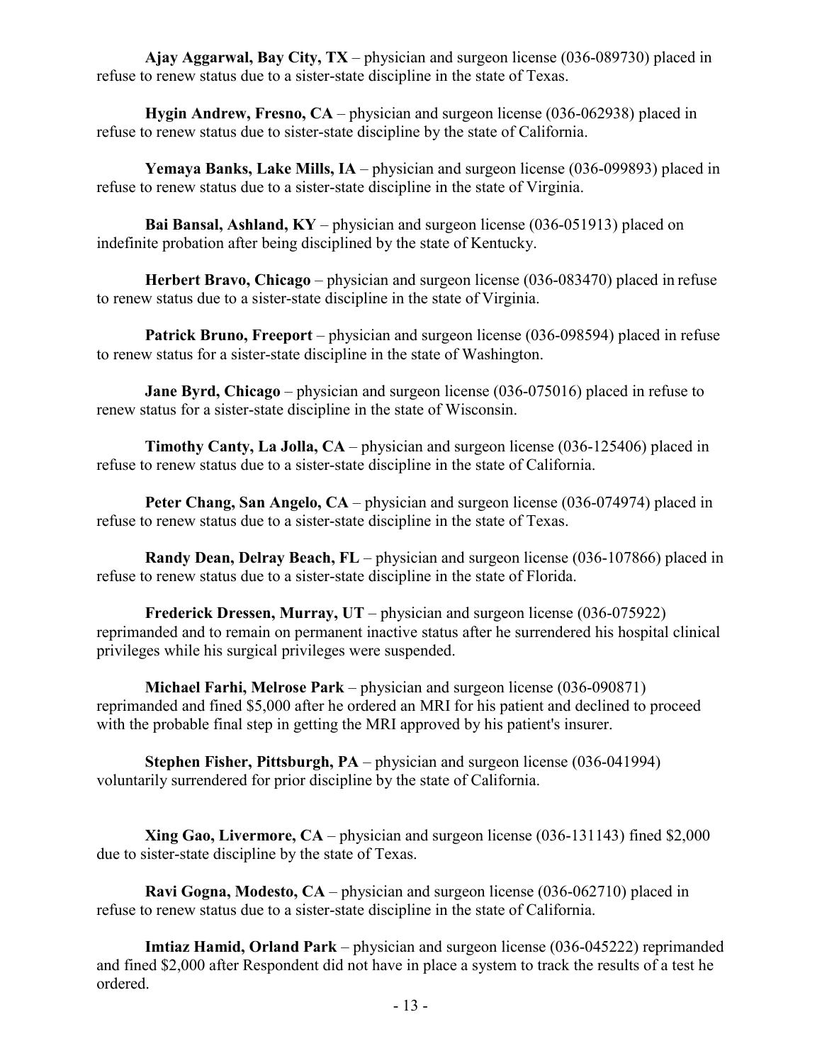**Ajay Aggarwal, Bay City, TX** – physician and surgeon license (036-089730) placed in refuse to renew status due to a sister-state discipline in the state of Texas.

**Hygin Andrew, Fresno, CA** – physician and surgeon license (036-062938) placed in refuse to renew status due to sister-state discipline by the state of California.

**Yemaya Banks, Lake Mills, IA** – physician and surgeon license (036-099893) placed in refuse to renew status due to a sister-state discipline in the state of Virginia.

**Bai Bansal, Ashland, KY** – physician and surgeon license (036-051913) placed on indefinite probation after being disciplined by the state of Kentucky.

**Herbert Bravo, Chicago** – physician and surgeon license (036-083470) placed in refuse to renew status due to a sister-state discipline in the state of Virginia.

**Patrick Bruno, Freeport** – physician and surgeon license (036-098594) placed in refuse to renew status for a sister-state discipline in the state of Washington.

**Jane Byrd, Chicago** – physician and surgeon license (036-075016) placed in refuse to renew status for a sister-state discipline in the state of Wisconsin.

**Timothy Canty, La Jolla, CA** – physician and surgeon license (036-125406) placed in refuse to renew status due to a sister-state discipline in the state of California.

**Peter Chang, San Angelo, CA** – physician and surgeon license (036-074974) placed in refuse to renew status due to a sister-state discipline in the state of Texas.

**Randy Dean, Delray Beach, FL** – physician and surgeon license (036-107866) placed in refuse to renew status due to a sister-state discipline in the state of Florida.

**Frederick Dressen, Murray, UT** – physician and surgeon license (036-075922) reprimanded and to remain on permanent inactive status after he surrendered his hospital clinical privileges while his surgical privileges were suspended.

**Michael Farhi, Melrose Park** – physician and surgeon license (036-090871) reprimanded and fined $5,000 after he ordered an MRI for his patient and declined to proceed with the probable final step in getting the MRI approved by his patient's insurer.

**Stephen Fisher, Pittsburgh, PA** – physician and surgeon license (036-041994) voluntarily surrendered for prior discipline by the state of California.

**Xing Gao, Livermore, CA** – physician and surgeon license (036-131143) fined $2,000 due to sister-state discipline by the state of Texas.

**Ravi Gogna, Modesto, CA** – physician and surgeon license (036-062710) placed in refuse to renew status due to a sister-state discipline in the state of California.

**Imtiaz Hamid, Orland Park** – physician and surgeon license (036-045222) reprimanded and fined $2,000 after Respondent did not have in place a system to track the results of a test he ordered.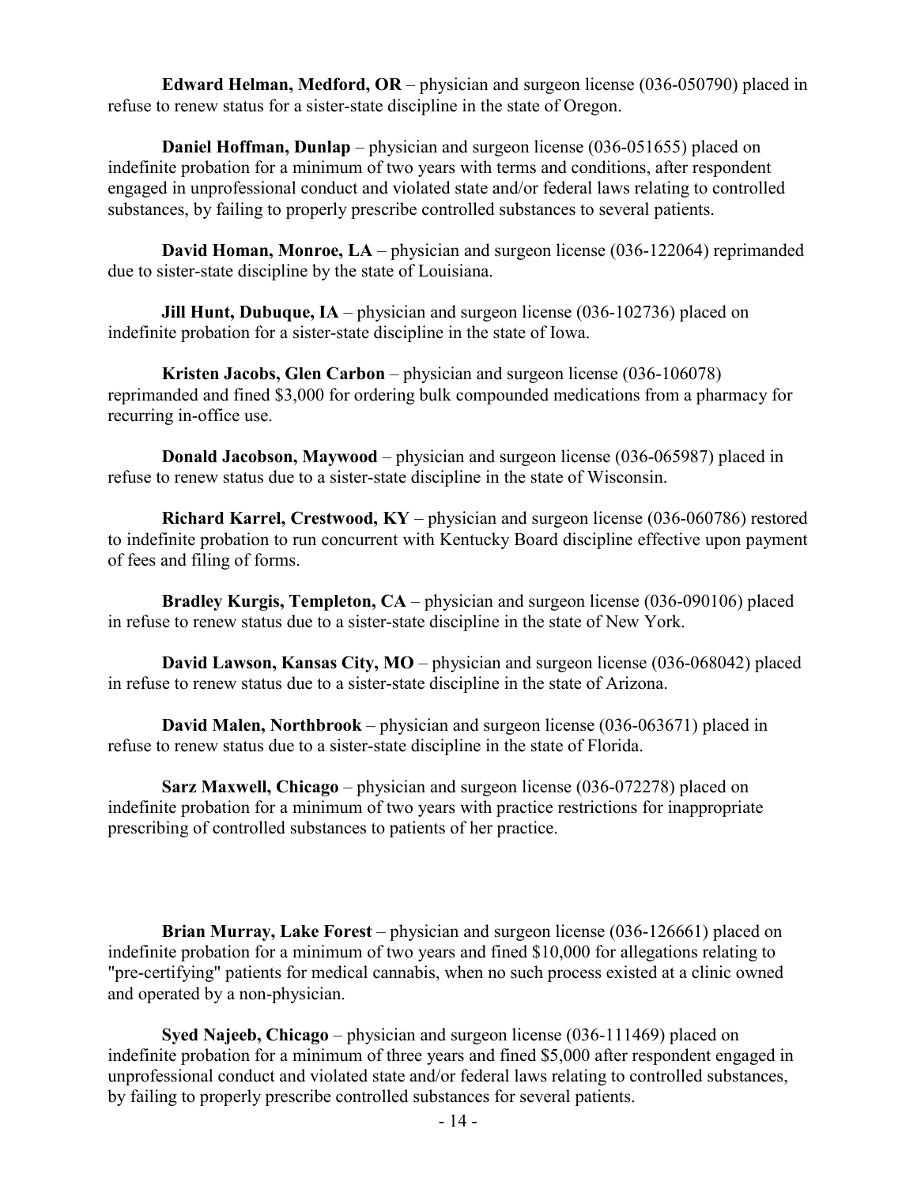**Edward Helman, Medford, OR** – physician and surgeon license (036-050790) placed in refuse to renew status for a sister-state discipline in the state of Oregon.

**Daniel Hoffman, Dunlap** – physician and surgeon license (036-051655) placed on indefinite probation for a minimum of two years with terms and conditions, after respondent engaged in unprofessional conduct and violated state and/or federal laws relating to controlled substances, by failing to properly prescribe controlled substances to several patients.

**David Homan, Monroe, LA** – physician and surgeon license (036-122064) reprimanded due to sister-state discipline by the state of Louisiana.

**Jill Hunt, Dubuque, IA** – physician and surgeon license (036-102736) placed on indefinite probation for a sister-state discipline in the state of Iowa.

**Kristen Jacobs, Glen Carbon** – physician and surgeon license (036-106078) reprimanded and fined $3,000 for ordering bulk compounded medications from a pharmacy for recurring in-office use.

**Donald Jacobson, Maywood** – physician and surgeon license (036-065987) placed in refuse to renew status due to a sister-state discipline in the state of Wisconsin.

**Richard Karrel, Crestwood, KY** – physician and surgeon license (036-060786) restored to indefinite probation to run concurrent with Kentucky Board discipline effective upon payment of fees and filing of forms.

**Bradley Kurgis, Templeton, CA** – physician and surgeon license (036-090106) placed in refuse to renew status due to a sister-state discipline in the state of New York.

**David Lawson, Kansas City, MO** – physician and surgeon license (036-068042) placed in refuse to renew status due to a sister-state discipline in the state of Arizona.

**David Malen, Northbrook** – physician and surgeon license (036-063671) placed in refuse to renew status due to a sister-state discipline in the state of Florida.

**Sarz Maxwell, Chicago** – physician and surgeon license (036-072278) placed on indefinite probation for a minimum of two years with practice restrictions for inappropriate prescribing of controlled substances to patients of her practice.

**Brian Murray, Lake Forest** – physician and surgeon license (036-126661) placed on indefinite probation for a minimum of two years and fined $10,000 for allegations relating to "pre-certifying" patients for medical cannabis, when no such process existed at a clinic owned and operated by a non-physician.

**Syed Najeeb, Chicago** – physician and surgeon license (036-111469) placed on indefinite probation for a minimum of three years and fined $5,000 after respondent engaged in unprofessional conduct and violated state and/or federal laws relating to controlled substances, by failing to properly prescribe controlled substances for several patients.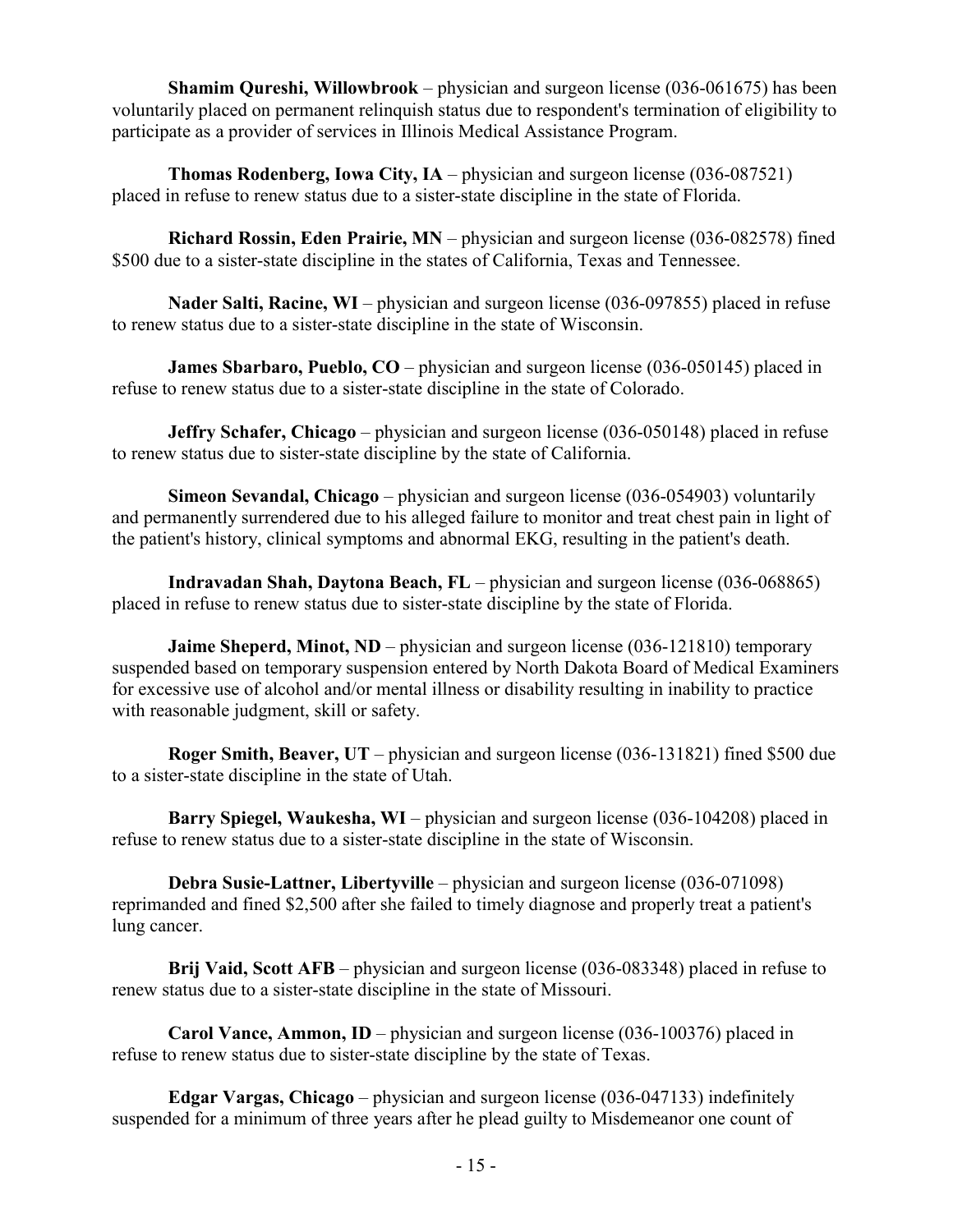**Shamim Qureshi, Willowbrook** – physician and surgeon license (036-061675) has been voluntarily placed on permanent relinquish status due to respondent's termination of eligibility to participate as a provider of services in Illinois Medical Assistance Program.

**Thomas Rodenberg, Iowa City, IA** – physician and surgeon license (036-087521) placed in refuse to renew status due to a sister-state discipline in the state of Florida.

**Richard Rossin, Eden Prairie, MN** – physician and surgeon license (036-082578) fined $500 due to a sister-state discipline in the states of California, Texas and Tennessee.

**Nader Salti, Racine, WI** – physician and surgeon license (036-097855) placed in refuse to renew status due to a sister-state discipline in the state of Wisconsin.

**James Sbarbaro, Pueblo, CO** – physician and surgeon license (036-050145) placed in refuse to renew status due to a sister-state discipline in the state of Colorado.

**Jeffry Schafer, Chicago** – physician and surgeon license (036-050148) placed in refuse to renew status due to sister-state discipline by the state of California.

**Simeon Sevandal, Chicago** – physician and surgeon license (036-054903) voluntarily and permanently surrendered due to his alleged failure to monitor and treat chest pain in light of the patient's history, clinical symptoms and abnormal EKG, resulting in the patient's death.

**Indravadan Shah, Daytona Beach, FL** – physician and surgeon license (036-068865) placed in refuse to renew status due to sister-state discipline by the state of Florida.

**Jaime Sheperd, Minot, ND** – physician and surgeon license (036-121810) temporary suspended based on temporary suspension entered by North Dakota Board of Medical Examiners for excessive use of alcohol and/or mental illness or disability resulting in inability to practice with reasonable judgment, skill or safety.

**Roger Smith, Beaver, UT** – physician and surgeon license (036-131821) fined $500 due to a sister-state discipline in the state of Utah.

**Barry Spiegel, Waukesha, WI** – physician and surgeon license (036-104208) placed in refuse to renew status due to a sister-state discipline in the state of Wisconsin.

**Debra Susie-Lattner, Libertyville** – physician and surgeon license (036-071098) reprimanded and fined $2,500 after she failed to timely diagnose and properly treat a patient's lung cancer.

**Brij Vaid, Scott AFB** – physician and surgeon license (036-083348) placed in refuse to renew status due to a sister-state discipline in the state of Missouri.

**Carol Vance, Ammon, ID** – physician and surgeon license (036-100376) placed in refuse to renew status due to sister-state discipline by the state of Texas.

**Edgar Vargas, Chicago** – physician and surgeon license (036-047133) indefinitely suspended for a minimum of three years after he plead guilty to Misdemeanor one count of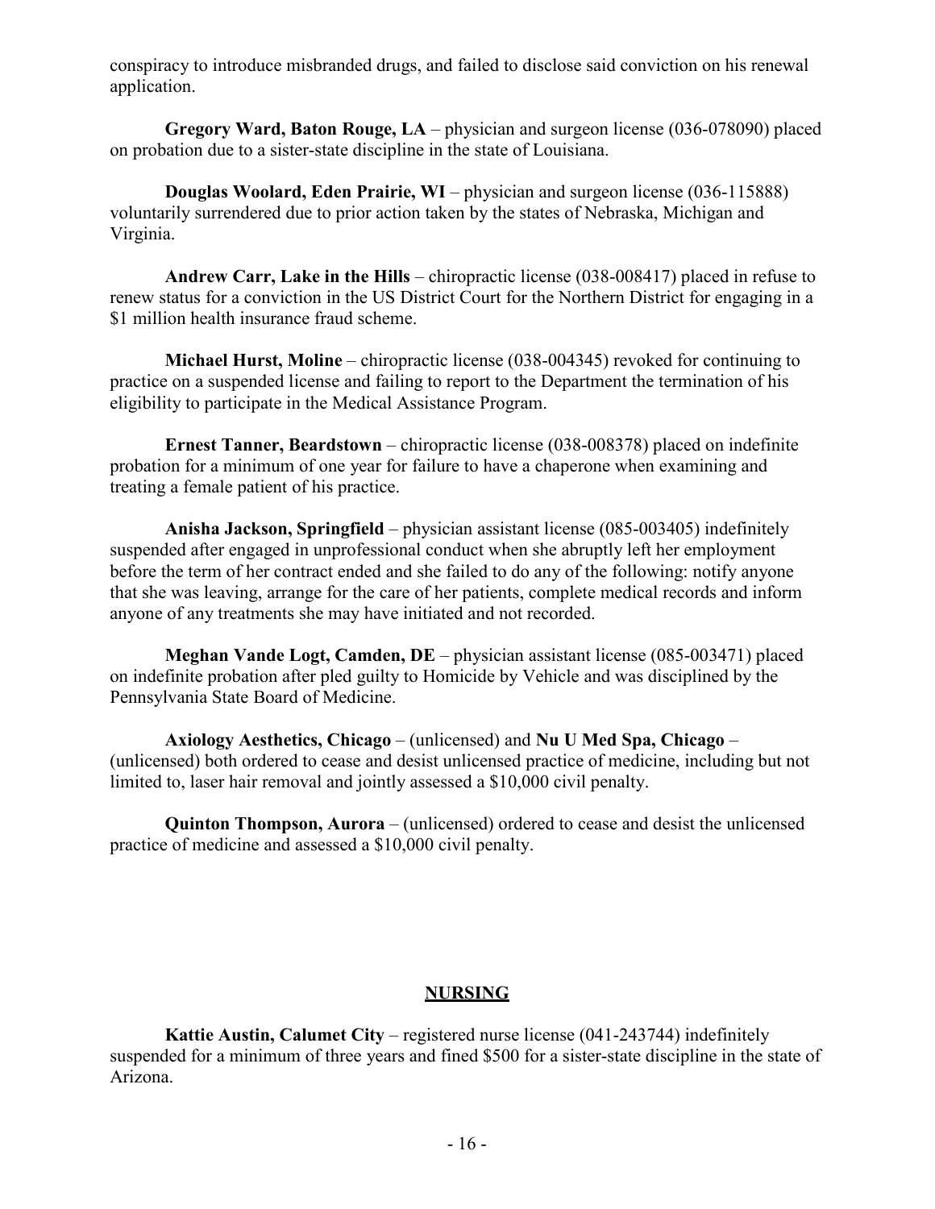conspiracy to introduce misbranded drugs, and failed to disclose said conviction on his renewal application.

**Gregory Ward, Baton Rouge, LA** – physician and surgeon license (036-078090) placed on probation due to a sister-state discipline in the state of Louisiana.

**Douglas Woolard, Eden Prairie, WI** – physician and surgeon license (036-115888) voluntarily surrendered due to prior action taken by the states of Nebraska, Michigan and Virginia.

**Andrew Carr, Lake in the Hills** – chiropractic license (038-008417) placed in refuse to renew status for a conviction in the US District Court for the Northern District for engaging in a $1 million health insurance fraud scheme.

**Michael Hurst, Moline** – chiropractic license (038-004345) revoked for continuing to practice on a suspended license and failing to report to the Department the termination of his eligibility to participate in the Medical Assistance Program.

**Ernest Tanner, Beardstown** – chiropractic license (038-008378) placed on indefinite probation for a minimum of one year for failure to have a chaperone when examining and treating a female patient of his practice.

**Anisha Jackson, Springfield** – physician assistant license (085-003405) indefinitely suspended after engaged in unprofessional conduct when she abruptly left her employment before the term of her contract ended and she failed to do any of the following: notify anyone that she was leaving, arrange for the care of her patients, complete medical records and inform anyone of any treatments she may have initiated and not recorded.

**Meghan Vande Logt, Camden, DE** – physician assistant license (085-003471) placed on indefinite probation after pled guilty to Homicide by Vehicle and was disciplined by the Pennsylvania State Board of Medicine.

**Axiology Aesthetics, Chicago** – (unlicensed) and **Nu U Med Spa, Chicago** – (unlicensed) both ordered to cease and desist unlicensed practice of medicine, including but not limited to, laser hair removal and jointly assessed a $10,000 civil penalty.

**Quinton Thompson, Aurora** – (unlicensed) ordered to cease and desist the unlicensed practice of medicine and assessed a $10,000 civil penalty.

## NURSING

**Kattie Austin, Calumet City** – registered nurse license (041-243744) indefinitely suspended for a minimum of three years and fined $500 for a sister-state discipline in the state of Arizona.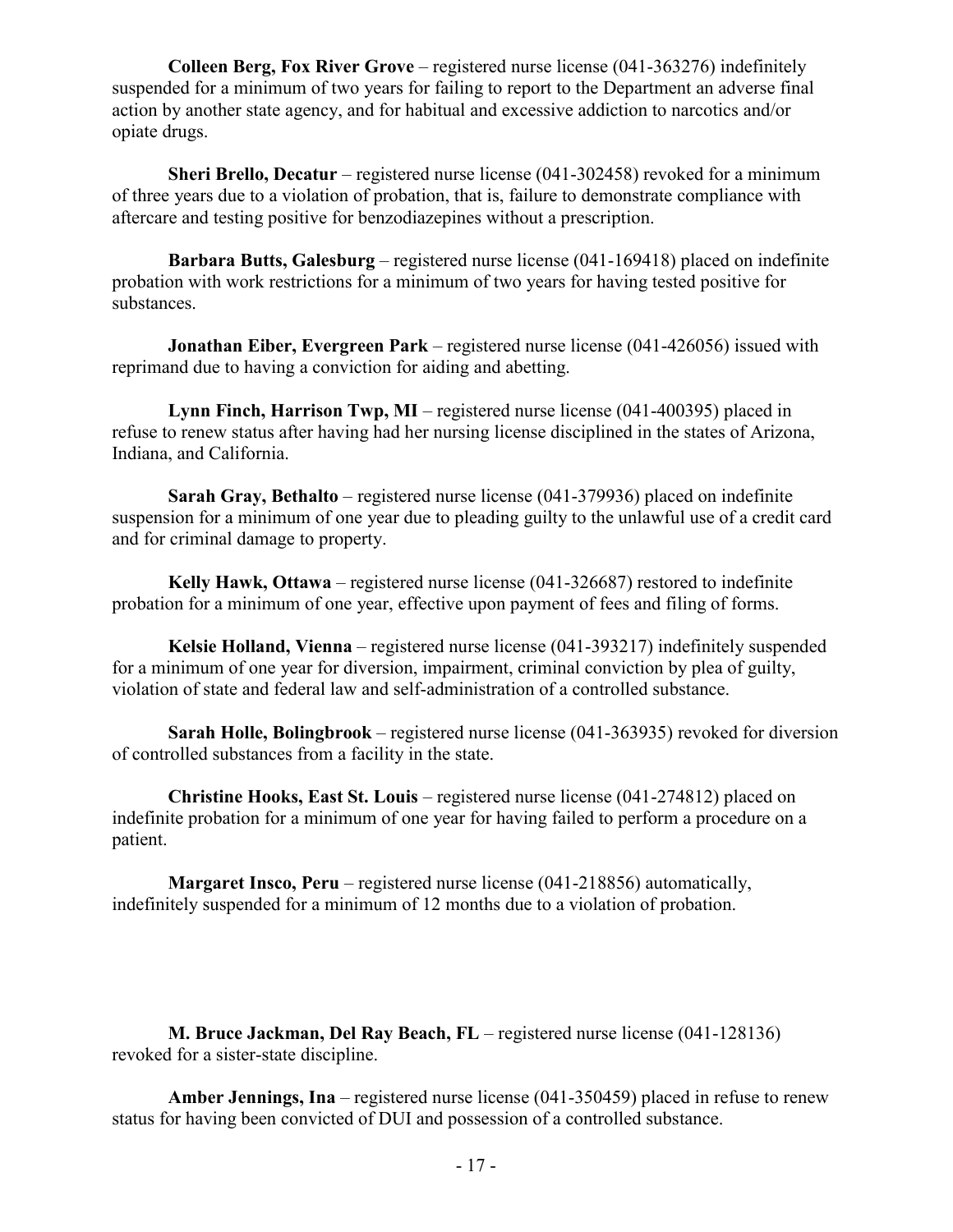**Colleen Berg, Fox River Grove** – registered nurse license (041-363276) indefinitely suspended for a minimum of two years for failing to report to the Department an adverse final action by another state agency, and for habitual and excessive addiction to narcotics and/or opiate drugs.

**Sheri Brello, Decatur** – registered nurse license (041-302458) revoked for a minimum of three years due to a violation of probation, that is, failure to demonstrate compliance with aftercare and testing positive for benzodiazepines without a prescription.

**Barbara Butts, Galesburg** – registered nurse license (041-169418) placed on indefinite probation with work restrictions for a minimum of two years for having tested positive for substances.

**Jonathan Eiber, Evergreen Park** – registered nurse license (041-426056) issued with reprimand due to having a conviction for aiding and abetting.

**Lynn Finch, Harrison Twp, MI** – registered nurse license (041-400395) placed in refuse to renew status after having had her nursing license disciplined in the states of Arizona, Indiana, and California.

**Sarah Gray, Bethalto** – registered nurse license (041-379936) placed on indefinite suspension for a minimum of one year due to pleading guilty to the unlawful use of a credit card and for criminal damage to property.

**Kelly Hawk, Ottawa** – registered nurse license (041-326687) restored to indefinite probation for a minimum of one year, effective upon payment of fees and filing of forms.

**Kelsie Holland, Vienna** – registered nurse license (041-393217) indefinitely suspended for a minimum of one year for diversion, impairment, criminal conviction by plea of guilty, violation of state and federal law and self-administration of a controlled substance.

**Sarah Holle, Bolingbrook** – registered nurse license (041-363935) revoked for diversion of controlled substances from a facility in the state.

**Christine Hooks, East St. Louis** – registered nurse license (041-274812) placed on indefinite probation for a minimum of one year for having failed to perform a procedure on a patient.

**Margaret Insco, Peru** – registered nurse license (041-218856) automatically, indefinitely suspended for a minimum of 12 months due to a violation of probation.

**M. Bruce Jackman, Del Ray Beach, FL** – registered nurse license (041-128136) revoked for a sister-state discipline.

**Amber Jennings, Ina** – registered nurse license (041-350459) placed in refuse to renew status for having been convicted of DUI and possession of a controlled substance.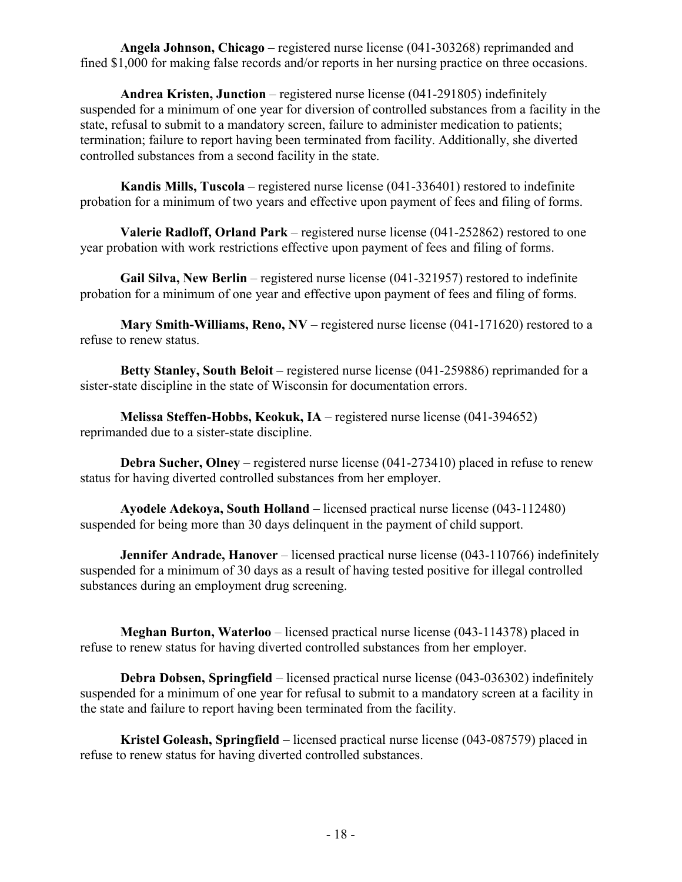**Angela Johnson, Chicago** – registered nurse license (041-303268) reprimanded and fined $1,000 for making false records and/or reports in her nursing practice on three occasions.

**Andrea Kristen, Junction** – registered nurse license (041-291805) indefinitely suspended for a minimum of one year for diversion of controlled substances from a facility in the state, refusal to submit to a mandatory screen, failure to administer medication to patients; termination; failure to report having been terminated from facility. Additionally, she diverted controlled substances from a second facility in the state.

**Kandis Mills, Tuscola** – registered nurse license (041-336401) restored to indefinite probation for a minimum of two years and effective upon payment of fees and filing of forms.

**Valerie Radloff, Orland Park** – registered nurse license (041-252862) restored to one year probation with work restrictions effective upon payment of fees and filing of forms.

**Gail Silva, New Berlin** – registered nurse license (041-321957) restored to indefinite probation for a minimum of one year and effective upon payment of fees and filing of forms.

**Mary Smith-Williams, Reno, NV** – registered nurse license (041-171620) restored to a refuse to renew status.

**Betty Stanley, South Beloit** – registered nurse license (041-259886) reprimanded for a sister-state discipline in the state of Wisconsin for documentation errors.

**Melissa Steffen-Hobbs, Keokuk, IA** – registered nurse license (041-394652) reprimanded due to a sister-state discipline.

**Debra Sucher, Olney** – registered nurse license (041-273410) placed in refuse to renew status for having diverted controlled substances from her employer.

**Ayodele Adekoya, South Holland** – licensed practical nurse license (043-112480) suspended for being more than 30 days delinquent in the payment of child support.

**Jennifer Andrade, Hanover** – licensed practical nurse license (043-110766) indefinitely suspended for a minimum of 30 days as a result of having tested positive for illegal controlled substances during an employment drug screening.

**Meghan Burton, Waterloo** – licensed practical nurse license (043-114378) placed in refuse to renew status for having diverted controlled substances from her employer.

**Debra Dobsen, Springfield** – licensed practical nurse license (043-036302) indefinitely suspended for a minimum of one year for refusal to submit to a mandatory screen at a facility in the state and failure to report having been terminated from the facility.

**Kristel Goleash, Springfield** – licensed practical nurse license (043-087579) placed in refuse to renew status for having diverted controlled substances.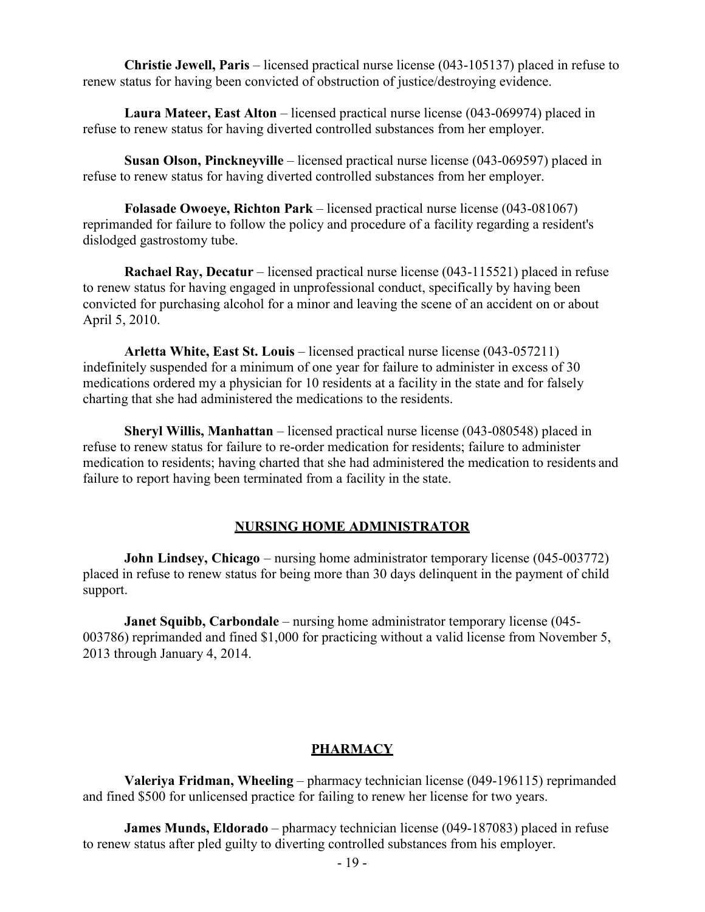**Christie Jewell, Paris** – licensed practical nurse license (043-105137) placed in refuse to renew status for having been convicted of obstruction of justice/destroying evidence.

**Laura Mateer, East Alton** – licensed practical nurse license (043-069974) placed in refuse to renew status for having diverted controlled substances from her employer.

**Susan Olson, Pinckneyville** – licensed practical nurse license (043-069597) placed in refuse to renew status for having diverted controlled substances from her employer.

**Folasade Owoeye, Richton Park** – licensed practical nurse license (043-081067) reprimanded for failure to follow the policy and procedure of a facility regarding a resident's dislodged gastrostomy tube.

**Rachael Ray, Decatur** – licensed practical nurse license (043-115521) placed in refuse to renew status for having engaged in unprofessional conduct, specifically by having been convicted for purchasing alcohol for a minor and leaving the scene of an accident on or about April 5, 2010.

**Arletta White, East St. Louis** – licensed practical nurse license (043-057211) indefinitely suspended for a minimum of one year for failure to administer in excess of 30 medications ordered my a physician for 10 residents at a facility in the state and for falsely charting that she had administered the medications to the residents.

**Sheryl Willis, Manhattan** – licensed practical nurse license (043-080548) placed in refuse to renew status for failure to re-order medication for residents; failure to administer medication to residents; having charted that she had administered the medication to residents and failure to report having been terminated from a facility in the state.

## NURSING HOME ADMINISTRATOR

**John Lindsey, Chicago** – nursing home administrator temporary license (045-003772) placed in refuse to renew status for being more than 30 days delinquent in the payment of child support.

**Janet Squibb, Carbondale** – nursing home administrator temporary license (045-003786) reprimanded and fined $1,000 for practicing without a valid license from November 5, 2013 through January 4, 2014.

## PHARMACY

**Valeriya Fridman, Wheeling** – pharmacy technician license (049-196115) reprimanded and fined $500 for unlicensed practice for failing to renew her license for two years.

**James Munds, Eldorado** – pharmacy technician license (049-187083) placed in refuse to renew status after pled guilty to diverting controlled substances from his employer.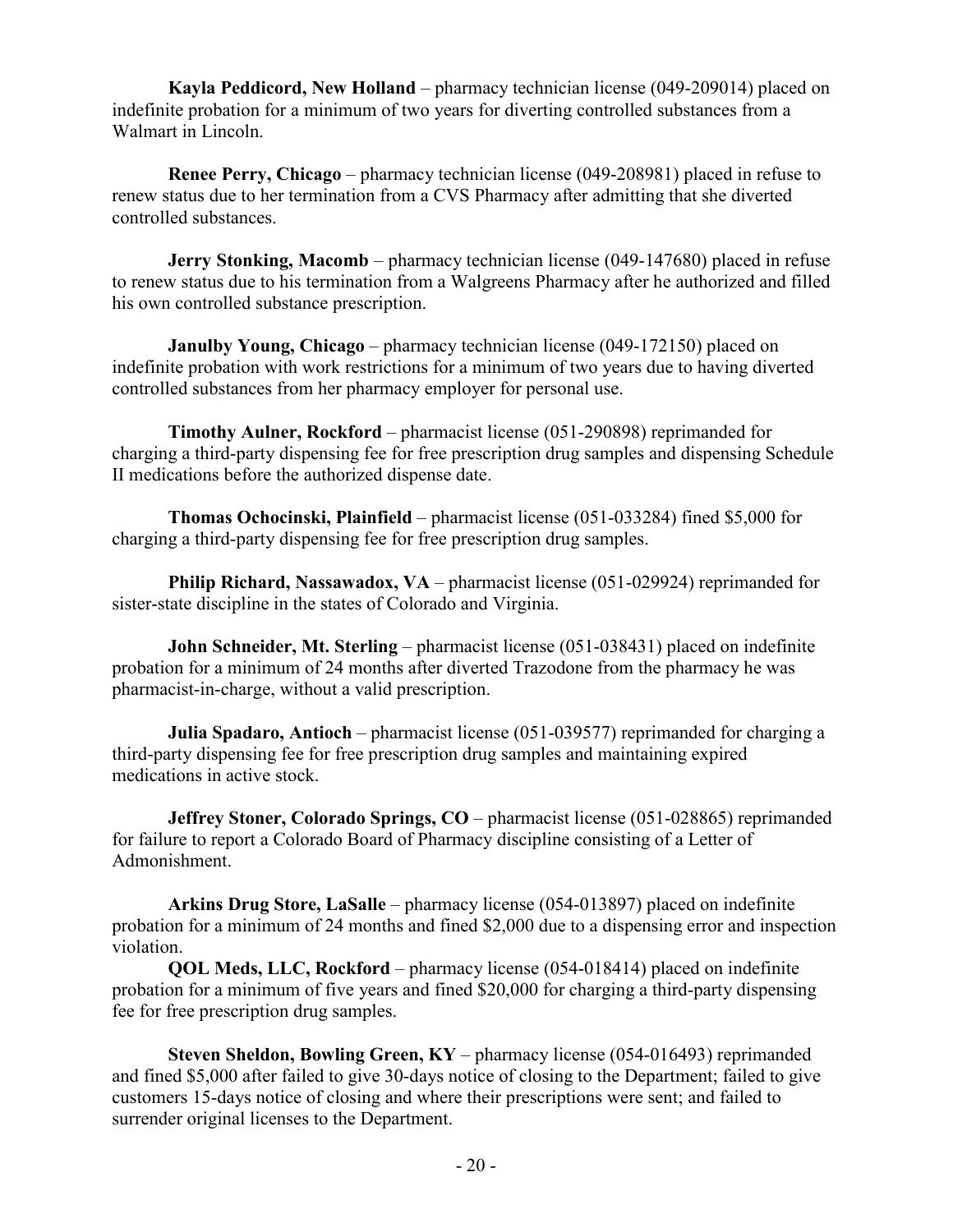**Kayla Peddicord, New Holland** – pharmacy technician license (049-209014) placed on indefinite probation for a minimum of two years for diverting controlled substances from a Walmart in Lincoln.

**Renee Perry, Chicago** – pharmacy technician license (049-208981) placed in refuse to renew status due to her termination from a CVS Pharmacy after admitting that she diverted controlled substances.

**Jerry Stonking, Macomb** – pharmacy technician license (049-147680) placed in refuse to renew status due to his termination from a Walgreens Pharmacy after he authorized and filled his own controlled substance prescription.

**Janulby Young, Chicago** – pharmacy technician license (049-172150) placed on indefinite probation with work restrictions for a minimum of two years due to having diverted controlled substances from her pharmacy employer for personal use.

**Timothy Aulner, Rockford** – pharmacist license (051-290898) reprimanded for charging a third-party dispensing fee for free prescription drug samples and dispensing Schedule II medications before the authorized dispense date.

**Thomas Ochocinski, Plainfield** – pharmacist license (051-033284) fined $5,000 for charging a third-party dispensing fee for free prescription drug samples.

**Philip Richard, Nassawadox, VA** – pharmacist license (051-029924) reprimanded for sister-state discipline in the states of Colorado and Virginia.

**John Schneider, Mt. Sterling** – pharmacist license (051-038431) placed on indefinite probation for a minimum of 24 months after diverted Trazodone from the pharmacy he was pharmacist-in-charge, without a valid prescription.

**Julia Spadaro, Antioch** – pharmacist license (051-039577) reprimanded for charging a third-party dispensing fee for free prescription drug samples and maintaining expired medications in active stock.

**Jeffrey Stoner, Colorado Springs, CO** – pharmacist license (051-028865) reprimanded for failure to report a Colorado Board of Pharmacy discipline consisting of a Letter of Admonishment.

**Arkins Drug Store, LaSalle** – pharmacy license (054-013897) placed on indefinite probation for a minimum of 24 months and fined $2,000 due to a dispensing error and inspection violation.

**QOL Meds, LLC, Rockford** – pharmacy license (054-018414) placed on indefinite probation for a minimum of five years and fined $20,000 for charging a third-party dispensing fee for free prescription drug samples.

**Steven Sheldon, Bowling Green, KY** – pharmacy license (054-016493) reprimanded and fined $5,000 after failed to give 30-days notice of closing to the Department; failed to give customers 15-days notice of closing and where their prescriptions were sent; and failed to surrender original licenses to the Department.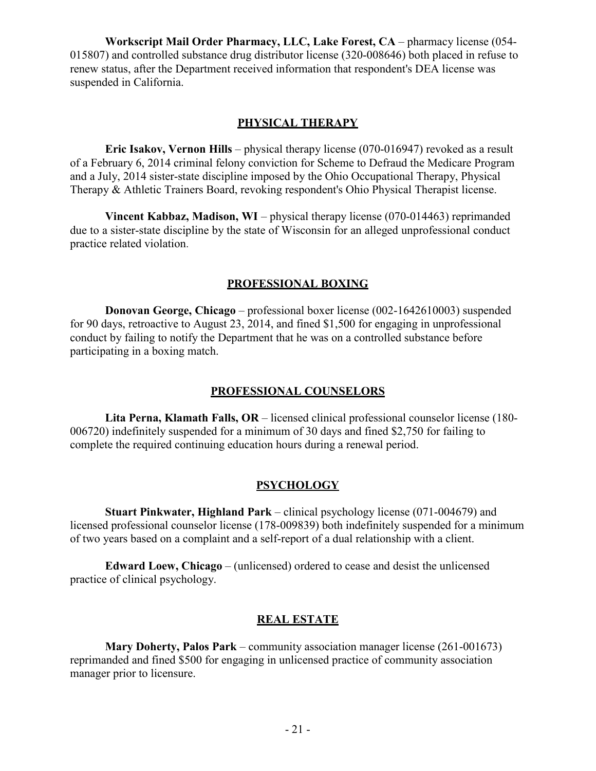**Workscript Mail Order Pharmacy, LLC, Lake Forest, CA** – pharmacy license (054-015807) and controlled substance drug distributor license (320-008646) both placed in refuse to renew status, after the Department received information that respondent's DEA license was suspended in California.

## PHYSICAL THERAPY

**Eric Isakov, Vernon Hills** – physical therapy license (070-016947) revoked as a result of a February 6, 2014 criminal felony conviction for Scheme to Defraud the Medicare Program and a July, 2014 sister-state discipline imposed by the Ohio Occupational Therapy, Physical Therapy & Athletic Trainers Board, revoking respondent's Ohio Physical Therapist license.

**Vincent Kabbaz, Madison, WI** – physical therapy license (070-014463) reprimanded due to a sister-state discipline by the state of Wisconsin for an alleged unprofessional conduct practice related violation.

## PROFESSIONAL BOXING

**Donovan George, Chicago** – professional boxer license (002-1642610003) suspended for 90 days, retroactive to August 23, 2014, and fined $1,500 for engaging in unprofessional conduct by failing to notify the Department that he was on a controlled substance before participating in a boxing match.

## PROFESSIONAL COUNSELORS

**Lita Perna, Klamath Falls, OR** – licensed clinical professional counselor license (180-006720) indefinitely suspended for a minimum of 30 days and fined $2,750 for failing to complete the required continuing education hours during a renewal period.

## PSYCHOLOGY

**Stuart Pinkwater, Highland Park** – clinical psychology license (071-004679) and licensed professional counselor license (178-009839) both indefinitely suspended for a minimum of two years based on a complaint and a self-report of a dual relationship with a client.

**Edward Loew, Chicago** – (unlicensed) ordered to cease and desist the unlicensed practice of clinical psychology.

## REAL ESTATE

**Mary Doherty, Palos Park** – community association manager license (261-001673) reprimanded and fined $500 for engaging in unlicensed practice of community association manager prior to licensure.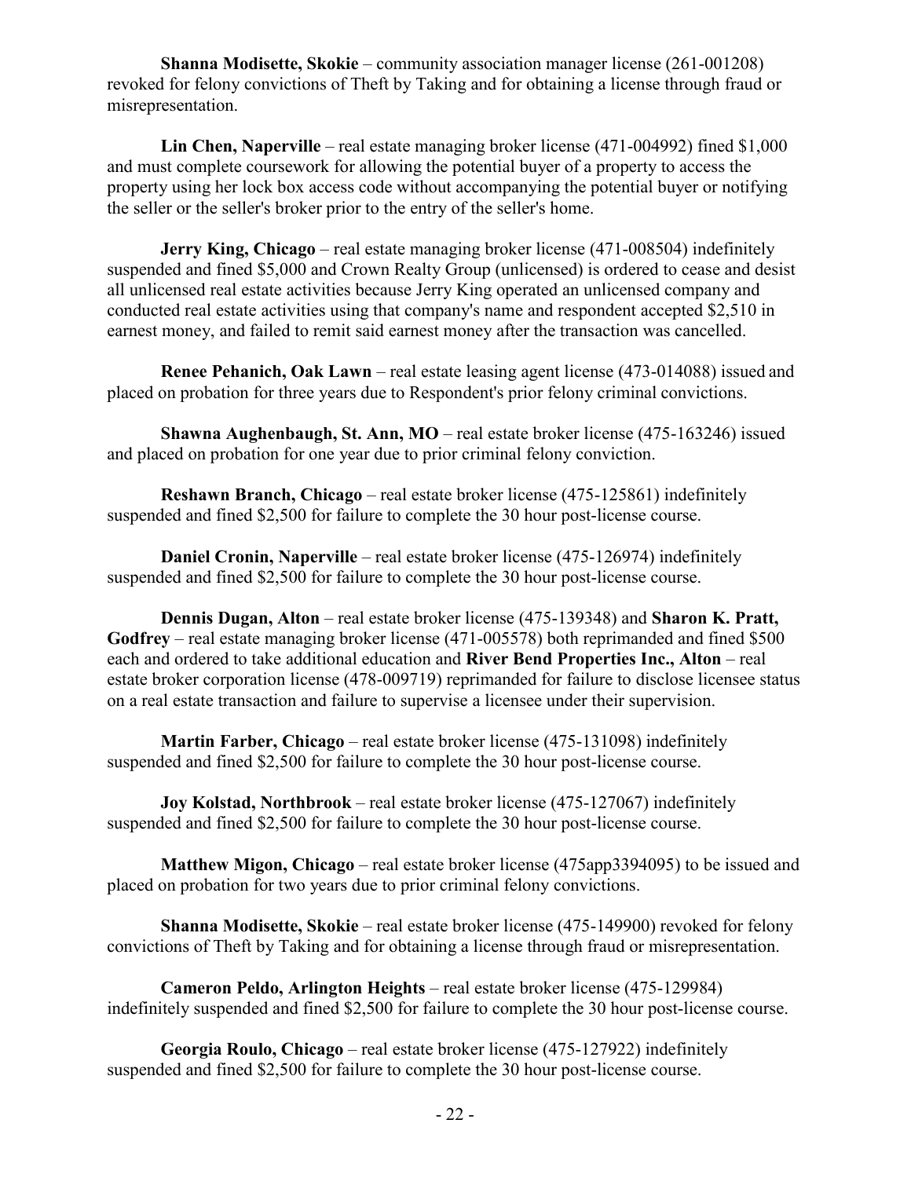**Shanna Modisette, Skokie** – community association manager license (261-001208) revoked for felony convictions of Theft by Taking and for obtaining a license through fraud or misrepresentation.

**Lin Chen, Naperville** – real estate managing broker license (471-004992) fined $1,000 and must complete coursework for allowing the potential buyer of a property to access the property using her lock box access code without accompanying the potential buyer or notifying the seller or the seller's broker prior to the entry of the seller's home.

**Jerry King, Chicago** – real estate managing broker license (471-008504) indefinitely suspended and fined $5,000 and Crown Realty Group (unlicensed) is ordered to cease and desist all unlicensed real estate activities because Jerry King operated an unlicensed company and conducted real estate activities using that company's name and respondent accepted $2,510 in earnest money, and failed to remit said earnest money after the transaction was cancelled.

**Renee Pehanich, Oak Lawn** – real estate leasing agent license (473-014088) issued and placed on probation for three years due to Respondent's prior felony criminal convictions.

**Shawna Aughenbaugh, St. Ann, MO** – real estate broker license (475-163246) issued and placed on probation for one year due to prior criminal felony conviction.

**Reshawn Branch, Chicago** – real estate broker license (475-125861) indefinitely suspended and fined $2,500 for failure to complete the 30 hour post-license course.

**Daniel Cronin, Naperville** – real estate broker license (475-126974) indefinitely suspended and fined $2,500 for failure to complete the 30 hour post-license course.

**Dennis Dugan, Alton** – real estate broker license (475-139348) and **Sharon K. Pratt, Godfrey** – real estate managing broker license (471-005578) both reprimanded and fined $500 each and ordered to take additional education and **River Bend Properties Inc., Alton** – real estate broker corporation license (478-009719) reprimanded for failure to disclose licensee status on a real estate transaction and failure to supervise a licensee under their supervision.

**Martin Farber, Chicago** – real estate broker license (475-131098) indefinitely suspended and fined $2,500 for failure to complete the 30 hour post-license course.

**Joy Kolstad, Northbrook** – real estate broker license (475-127067) indefinitely suspended and fined $2,500 for failure to complete the 30 hour post-license course.

**Matthew Migon, Chicago** – real estate broker license (475app3394095) to be issued and placed on probation for two years due to prior criminal felony convictions.

**Shanna Modisette, Skokie** – real estate broker license (475-149900) revoked for felony convictions of Theft by Taking and for obtaining a license through fraud or misrepresentation.

**Cameron Peldo, Arlington Heights** – real estate broker license (475-129984) indefinitely suspended and fined $2,500 for failure to complete the 30 hour post-license course.

**Georgia Roulo, Chicago** – real estate broker license (475-127922) indefinitely suspended and fined $2,500 for failure to complete the 30 hour post-license course.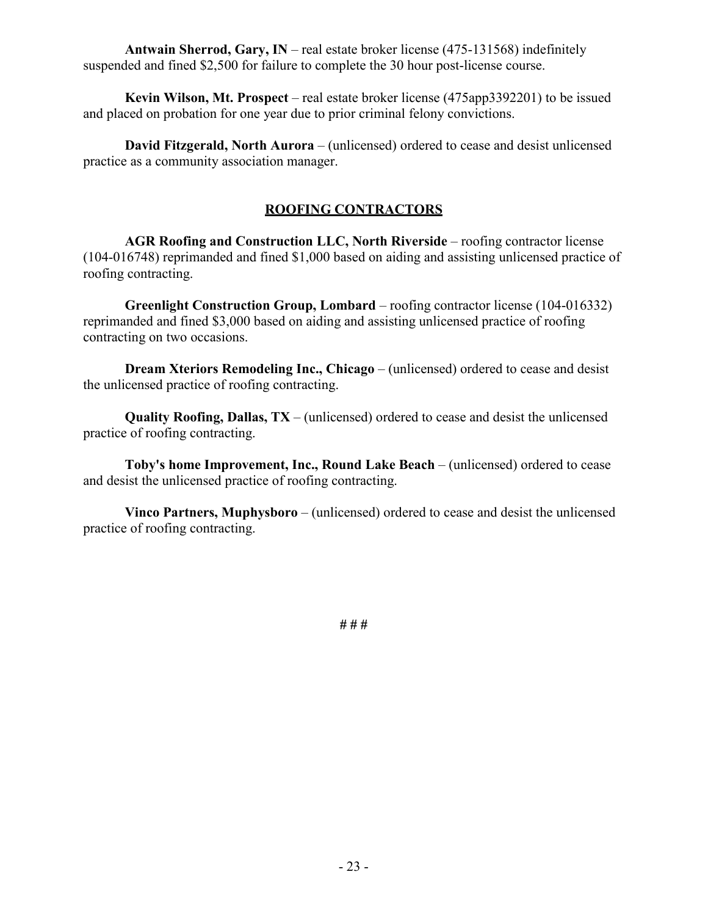**Antwain Sherrod, Gary, IN** – real estate broker license (475-131568) indefinitely suspended and fined $2,500 for failure to complete the 30 hour post-license course.

**Kevin Wilson, Mt. Prospect** – real estate broker license (475app3392201) to be issued and placed on probation for one year due to prior criminal felony convictions.

**David Fitzgerald, North Aurora** – (unlicensed) ordered to cease and desist unlicensed practice as a community association manager.

## ROOFING CONTRACTORS

**AGR Roofing and Construction LLC, North Riverside** – roofing contractor license (104-016748) reprimanded and fined $1,000 based on aiding and assisting unlicensed practice of roofing contracting.

**Greenlight Construction Group, Lombard** – roofing contractor license (104-016332) reprimanded and fined $3,000 based on aiding and assisting unlicensed practice of roofing contracting on two occasions.

**Dream Xteriors Remodeling Inc., Chicago** – (unlicensed) ordered to cease and desist the unlicensed practice of roofing contracting.

**Quality Roofing, Dallas, TX** – (unlicensed) ordered to cease and desist the unlicensed practice of roofing contracting.

**Toby's home Improvement, Inc., Round Lake Beach** – (unlicensed) ordered to cease and desist the unlicensed practice of roofing contracting.

**Vinco Partners, Muphysboro** – (unlicensed) ordered to cease and desist the unlicensed practice of roofing contracting.

# # #